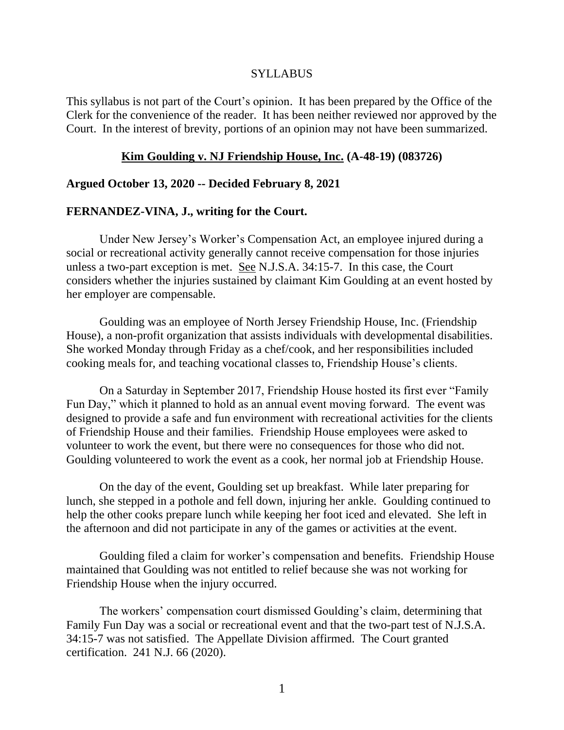SYLLABUS

This syllabus is not part of the Court's opinion. It has been prepared by the Office of the Clerk for the convenience of the reader. It has been neither reviewed nor approved by the Court. In the interest of brevity, portions of an opinion may not have been summarized.

**Kim Goulding v. NJ Friendship House, Inc. (A-48-19) (083726)**

**Argued October 13, 2020 -- Decided February 8, 2021**

**FERNANDEZ-VINA, J., writing for the Court.**

Under New Jersey's Worker's Compensation Act, an employee injured during a social or recreational activity generally cannot receive compensation for those injuries unless a two-part exception is met. See N.J.S.A. 34:15-7. In this case, the Court considers whether the injuries sustained by claimant Kim Goulding at an event hosted by her employer are compensable.

Goulding was an employee of North Jersey Friendship House, Inc. (Friendship House), a non-profit organization that assists individuals with developmental disabilities. She worked Monday through Friday as a chef/cook, and her responsibilities included cooking meals for, and teaching vocational classes to, Friendship House's clients.

On a Saturday in September 2017, Friendship House hosted its first ever "Family Fun Day," which it planned to hold as an annual event moving forward. The event was designed to provide a safe and fun environment with recreational activities for the clients of Friendship House and their families. Friendship House employees were asked to volunteer to work the event, but there were no consequences for those who did not. Goulding volunteered to work the event as a cook, her normal job at Friendship House.

On the day of the event, Goulding set up breakfast. While later preparing for lunch, she stepped in a pothole and fell down, injuring her ankle. Goulding continued to help the other cooks prepare lunch while keeping her foot iced and elevated. She left in the afternoon and did not participate in any of the games or activities at the event.

Goulding filed a claim for worker's compensation and benefits. Friendship House maintained that Goulding was not entitled to relief because she was not working for Friendship House when the injury occurred.

The workers' compensation court dismissed Goulding's claim, determining that Family Fun Day was a social or recreational event and that the two-part test of N.J.S.A. 34:15-7 was not satisfied. The Appellate Division affirmed. The Court granted certification. 241 N.J. 66 (2020).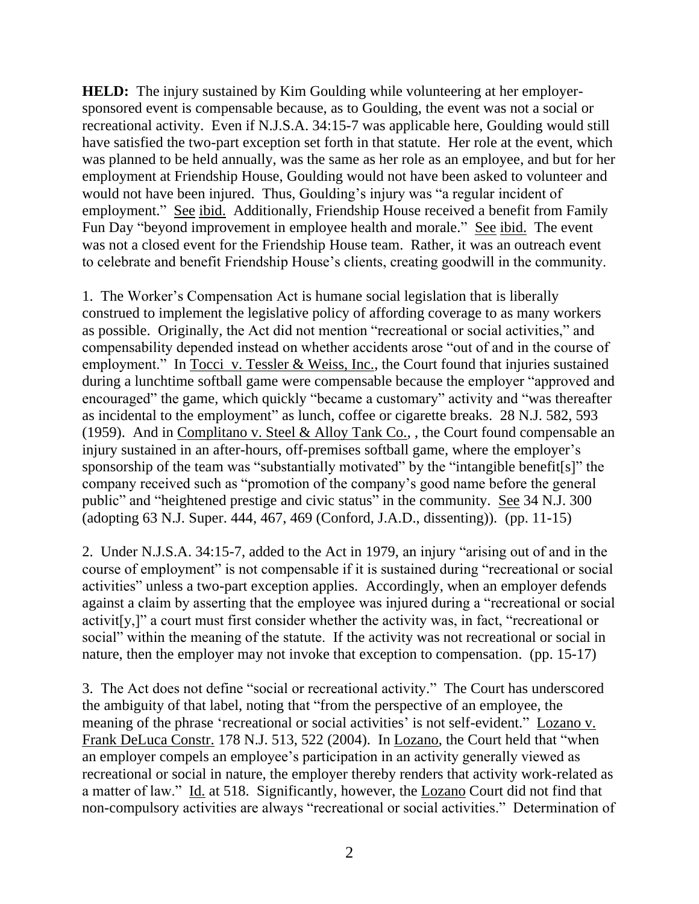**HELD:** The injury sustained by Kim Goulding while volunteering at her employer-sponsored event is compensable because, as to Goulding, the event was not a social or recreational activity. Even if N.J.S.A. 34:15-7 was applicable here, Goulding would still have satisfied the two-part exception set forth in that statute. Her role at the event, which was planned to be held annually, was the same as her role as an employee, and but for her employment at Friendship House, Goulding would not have been asked to volunteer and would not have been injured. Thus, Goulding's injury was "a regular incident of employment." See ibid. Additionally, Friendship House received a benefit from Family Fun Day "beyond improvement in employee health and morale." See ibid. The event was not a closed event for the Friendship House team. Rather, it was an outreach event to celebrate and benefit Friendship House's clients, creating goodwill in the community.

1. The Worker's Compensation Act is humane social legislation that is liberally construed to implement the legislative policy of affording coverage to as many workers as possible. Originally, the Act did not mention "recreational or social activities," and compensability depended instead on whether accidents arose "out of and in the course of employment." In Tocci v. Tessler & Weiss, Inc., the Court found that injuries sustained during a lunchtime softball game were compensable because the employer "approved and encouraged" the game, which quickly "became a customary" activity and "was thereafter as incidental to the employment" as lunch, coffee or cigarette breaks. 28 N.J. 582, 593 (1959). And in Complitano v. Steel & Alloy Tank Co., , the Court found compensable an injury sustained in an after-hours, off-premises softball game, where the employer's sponsorship of the team was "substantially motivated" by the "intangible benefit[s]" the company received such as "promotion of the company's good name before the general public" and "heightened prestige and civic status" in the community. See 34 N.J. 300 (adopting 63 N.J. Super. 444, 467, 469 (Conford, J.A.D., dissenting)). (pp. 11-15)

2. Under N.J.S.A. 34:15-7, added to the Act in 1979, an injury "arising out of and in the course of employment" is not compensable if it is sustained during "recreational or social activities" unless a two-part exception applies. Accordingly, when an employer defends against a claim by asserting that the employee was injured during a "recreational or social activit[y,]" a court must first consider whether the activity was, in fact, "recreational or social" within the meaning of the statute. If the activity was not recreational or social in nature, then the employer may not invoke that exception to compensation. (pp. 15-17)

3. The Act does not define "social or recreational activity." The Court has underscored the ambiguity of that label, noting that "from the perspective of an employee, the meaning of the phrase 'recreational or social activities' is not self-evident." Lozano v. Frank DeLuca Constr. 178 N.J. 513, 522 (2004). In Lozano, the Court held that "when an employer compels an employee's participation in an activity generally viewed as recreational or social in nature, the employer thereby renders that activity work-related as a matter of law." Id. at 518. Significantly, however, the Lozano Court did not find that non-compulsory activities are always "recreational or social activities." Determination of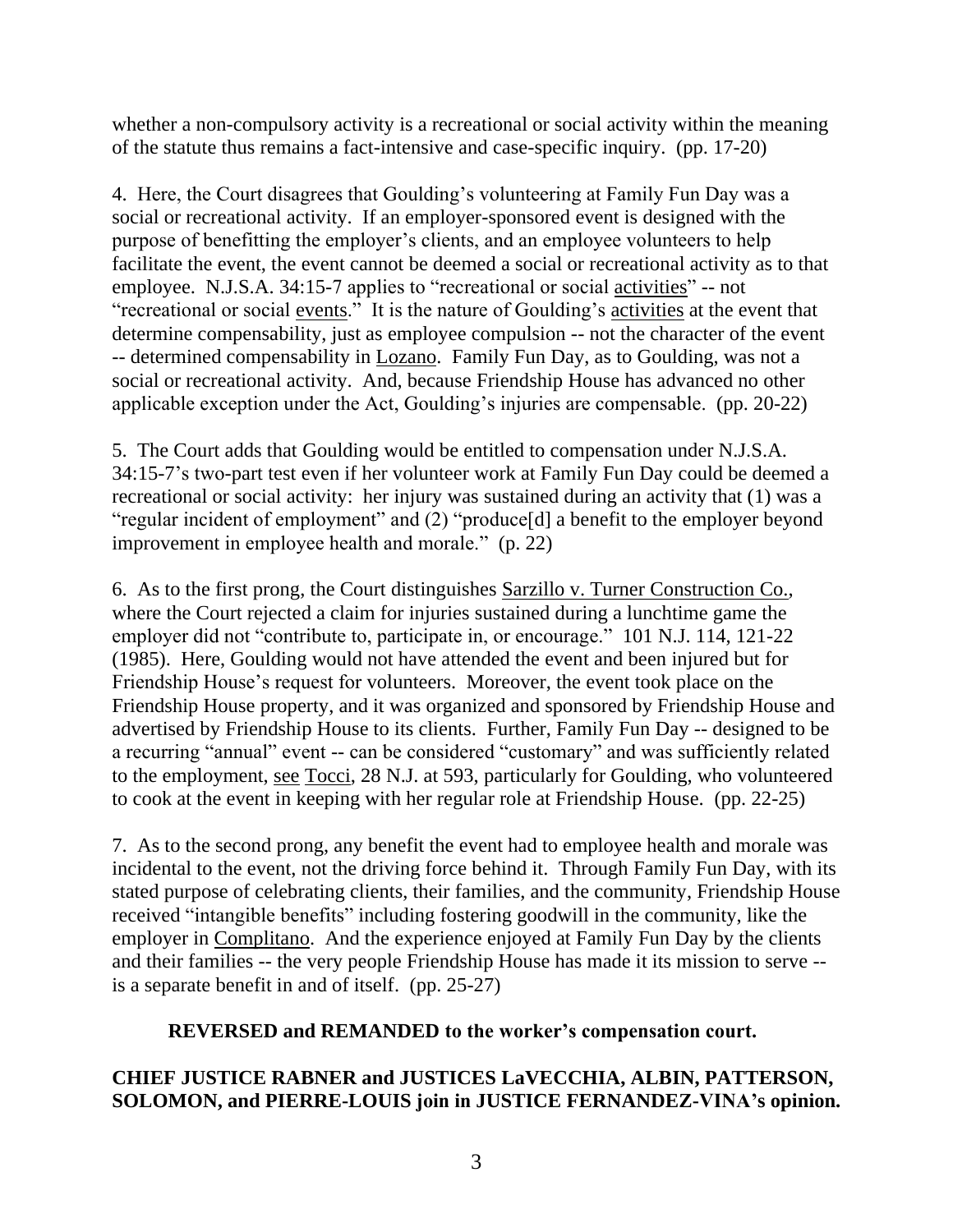whether a non-compulsory activity is a recreational or social activity within the meaning of the statute thus remains a fact-intensive and case-specific inquiry. (pp. 17-20)

4. Here, the Court disagrees that Goulding's volunteering at Family Fun Day was a social or recreational activity. If an employer-sponsored event is designed with the purpose of benefitting the employer's clients, and an employee volunteers to help facilitate the event, the event cannot be deemed a social or recreational activity as to that employee. N.J.S.A. 34:15-7 applies to "recreational or social <u>activities</u>" -- not "recreational or social <u>events</u>." It is the nature of Goulding's <u>activities</u> at the event that determine compensability, just as employee compulsion -- not the character of the event -- determined compensability in <u>Lozano</u>. Family Fun Day, as to Goulding, was not a social or recreational activity. And, because Friendship House has advanced no other applicable exception under the Act, Goulding's injuries are compensable. (pp. 20-22)

5. The Court adds that Goulding would be entitled to compensation under N.J.S.A. 34:15-7's two-part test even if her volunteer work at Family Fun Day could be deemed a recreational or social activity: her injury was sustained during an activity that (1) was a "regular incident of employment" and (2) "produce[d] a benefit to the employer beyond improvement in employee health and morale." (p. 22)

6. As to the first prong, the Court distinguishes <u>Sarzillo v. Turner Construction Co.</u>, where the Court rejected a claim for injuries sustained during a lunchtime game the employer did not "contribute to, participate in, or encourage." 101 N.J. 114, 121-22 (1985). Here, Goulding would not have attended the event and been injured but for Friendship House's request for volunteers. Moreover, the event took place on the Friendship House property, and it was organized and sponsored by Friendship House and advertised by Friendship House to its clients. Further, Family Fun Day -- designed to be a recurring "annual" event -- can be considered "customary" and was sufficiently related to the employment, <u>see</u> <u>Tocci</u>, 28 N.J. at 593, particularly for Goulding, who volunteered to cook at the event in keeping with her regular role at Friendship House. (pp. 22-25)

7. As to the second prong, any benefit the event had to employee health and morale was incidental to the event, not the driving force behind it. Through Family Fun Day, with its stated purpose of celebrating clients, their families, and the community, Friendship House received "intangible benefits" including fostering goodwill in the community, like the employer in <u>Complitano</u>. And the experience enjoyed at Family Fun Day by the clients and their families -- the very people Friendship House has made it its mission to serve -- is a separate benefit in and of itself. (pp. 25-27)

**REVERSED and REMANDED to the worker's compensation court.**

**CHIEF JUSTICE RABNER and JUSTICES LaVECCHIA, ALBIN, PATTERSON, SOLOMON, and PIERRE-LOUIS join in JUSTICE FERNANDEZ-VINA's opinion.**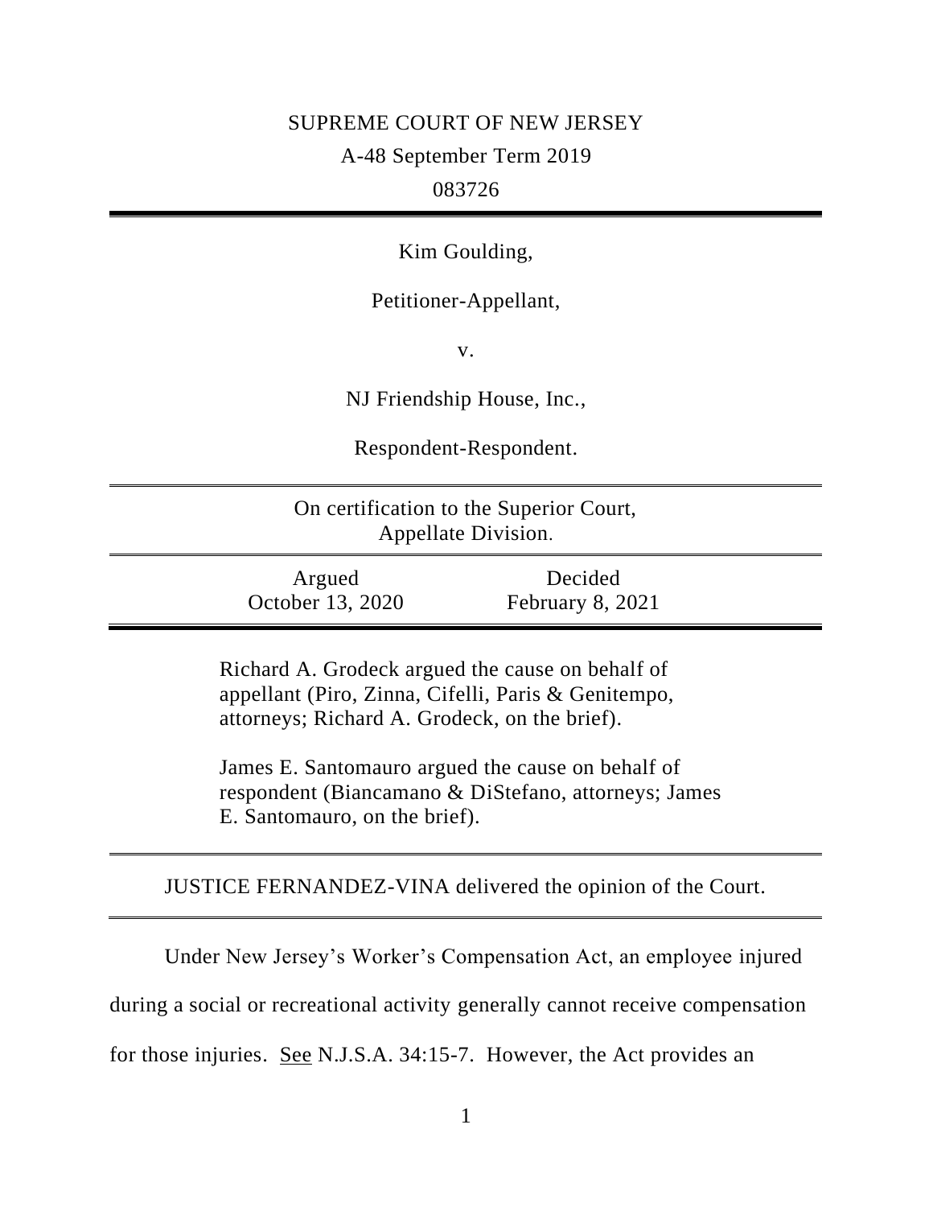SUPREME COURT OF NEW JERSEY

A-48 September Term 2019

083726

---

Kim Goulding,

Petitioner-Appellant,

v.

NJ Friendship House, Inc.,

Respondent-Respondent.

---

On certification to the Superior Court, Appellate Division.

---

| Argued | Decided |
| --- | --- |
| October 13, 2020 | February 8, 2021 |

---

Richard A. Grodeck argued the cause on behalf of appellant (Piro, Zinna, Cifelli, Paris & Genitempo, attorneys; Richard A. Grodeck, on the brief).

James E. Santomauro argued the cause on behalf of respondent (Biancamano & DiStefano, attorneys; James E. Santomauro, on the brief).

---

JUSTICE FERNANDEZ-VINA delivered the opinion of the Court.

---

Under New Jersey's Worker's Compensation Act, an employee injured during a social or recreational activity generally cannot receive compensation for those injuries. See N.J.S.A. 34:15-7. However, the Act provides an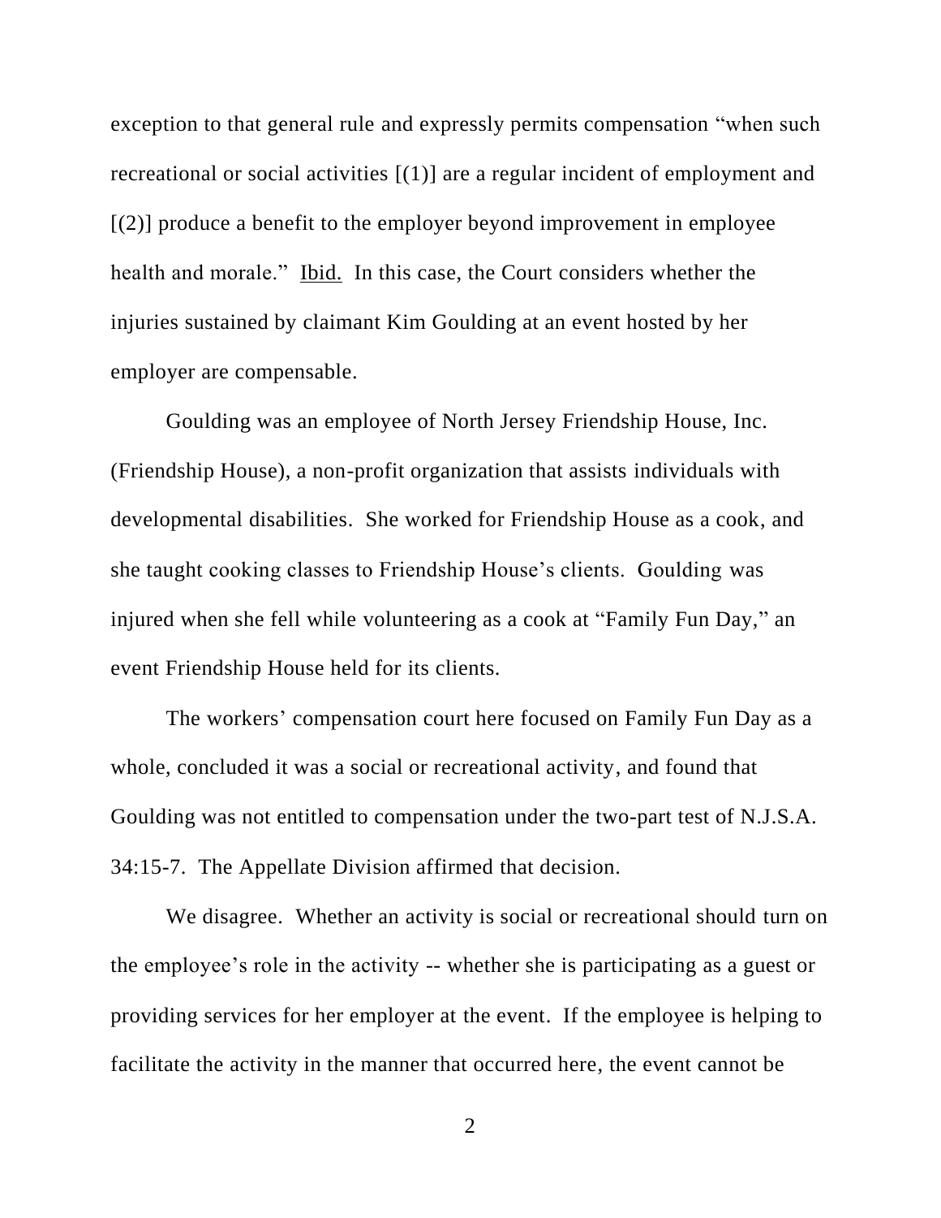exception to that general rule and expressly permits compensation "when such recreational or social activities [(1)] are a regular incident of employment and [(2)] produce a benefit to the employer beyond improvement in employee health and morale." Ibid. In this case, the Court considers whether the injuries sustained by claimant Kim Goulding at an event hosted by her employer are compensable.

Goulding was an employee of North Jersey Friendship House, Inc. (Friendship House), a non-profit organization that assists individuals with developmental disabilities. She worked for Friendship House as a cook, and she taught cooking classes to Friendship House's clients. Goulding was injured when she fell while volunteering as a cook at "Family Fun Day," an event Friendship House held for its clients.

The workers' compensation court here focused on Family Fun Day as a whole, concluded it was a social or recreational activity, and found that Goulding was not entitled to compensation under the two-part test of N.J.S.A. 34:15-7. The Appellate Division affirmed that decision.

We disagree. Whether an activity is social or recreational should turn on the employee's role in the activity -- whether she is participating as a guest or providing services for her employer at the event. If the employee is helping to facilitate the activity in the manner that occurred here, the event cannot be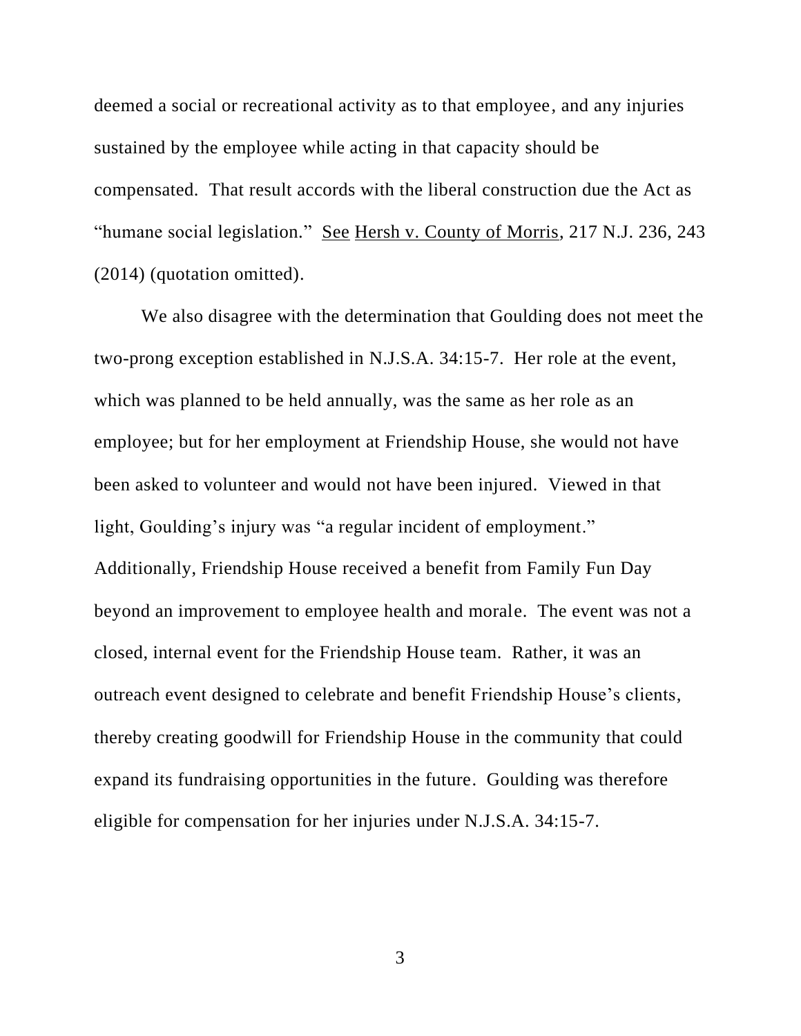deemed a social or recreational activity as to that employee, and any injuries sustained by the employee while acting in that capacity should be compensated. That result accords with the liberal construction due the Act as "humane social legislation." See Hersh v. County of Morris, 217 N.J. 236, 243 (2014) (quotation omitted).

We also disagree with the determination that Goulding does not meet the two-prong exception established in N.J.S.A. 34:15-7. Her role at the event, which was planned to be held annually, was the same as her role as an employee; but for her employment at Friendship House, she would not have been asked to volunteer and would not have been injured. Viewed in that light, Goulding's injury was "a regular incident of employment." Additionally, Friendship House received a benefit from Family Fun Day beyond an improvement to employee health and morale. The event was not a closed, internal event for the Friendship House team. Rather, it was an outreach event designed to celebrate and benefit Friendship House's clients, thereby creating goodwill for Friendship House in the community that could expand its fundraising opportunities in the future. Goulding was therefore eligible for compensation for her injuries under N.J.S.A. 34:15-7.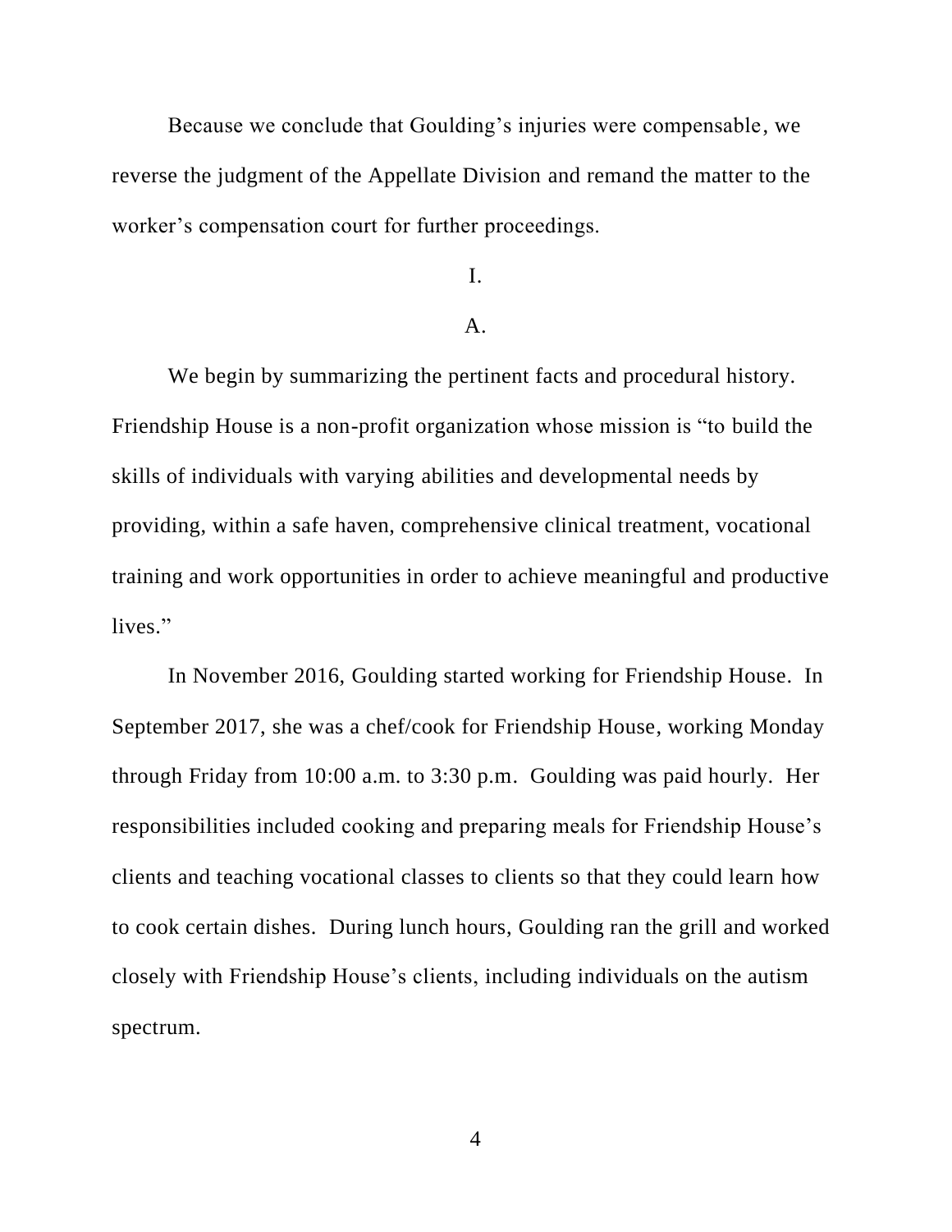Because we conclude that Goulding's injuries were compensable, we reverse the judgment of the Appellate Division and remand the matter to the worker's compensation court for further proceedings.

I.

A.

We begin by summarizing the pertinent facts and procedural history. Friendship House is a non-profit organization whose mission is "to build the skills of individuals with varying abilities and developmental needs by providing, within a safe haven, comprehensive clinical treatment, vocational training and work opportunities in order to achieve meaningful and productive lives."

In November 2016, Goulding started working for Friendship House. In September 2017, she was a chef/cook for Friendship House, working Monday through Friday from 10:00 a.m. to 3:30 p.m. Goulding was paid hourly. Her responsibilities included cooking and preparing meals for Friendship House's clients and teaching vocational classes to clients so that they could learn how to cook certain dishes. During lunch hours, Goulding ran the grill and worked closely with Friendship House's clients, including individuals on the autism spectrum.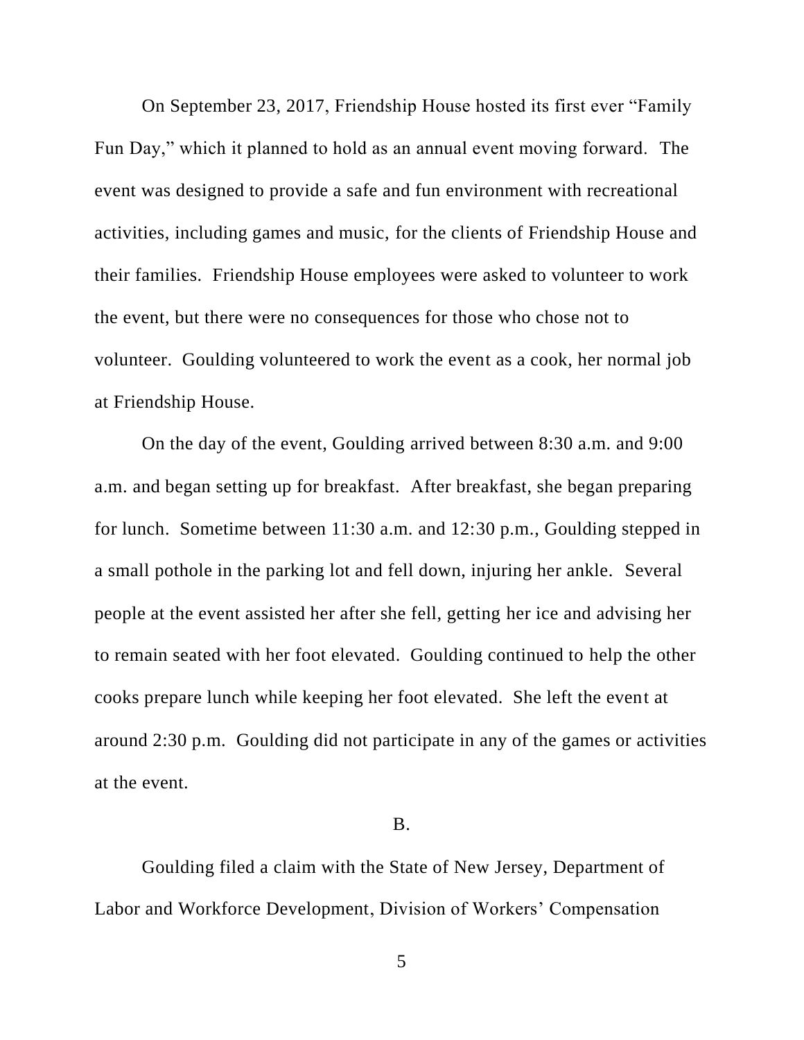On September 23, 2017, Friendship House hosted its first ever "Family Fun Day," which it planned to hold as an annual event moving forward. The event was designed to provide a safe and fun environment with recreational activities, including games and music, for the clients of Friendship House and their families. Friendship House employees were asked to volunteer to work the event, but there were no consequences for those who chose not to volunteer. Goulding volunteered to work the event as a cook, her normal job at Friendship House.

On the day of the event, Goulding arrived between 8:30 a.m. and 9:00 a.m. and began setting up for breakfast. After breakfast, she began preparing for lunch. Sometime between 11:30 a.m. and 12:30 p.m., Goulding stepped in a small pothole in the parking lot and fell down, injuring her ankle. Several people at the event assisted her after she fell, getting her ice and advising her to remain seated with her foot elevated. Goulding continued to help the other cooks prepare lunch while keeping her foot elevated. She left the event at around 2:30 p.m. Goulding did not participate in any of the games or activities at the event.

B.

Goulding filed a claim with the State of New Jersey, Department of Labor and Workforce Development, Division of Workers' Compensation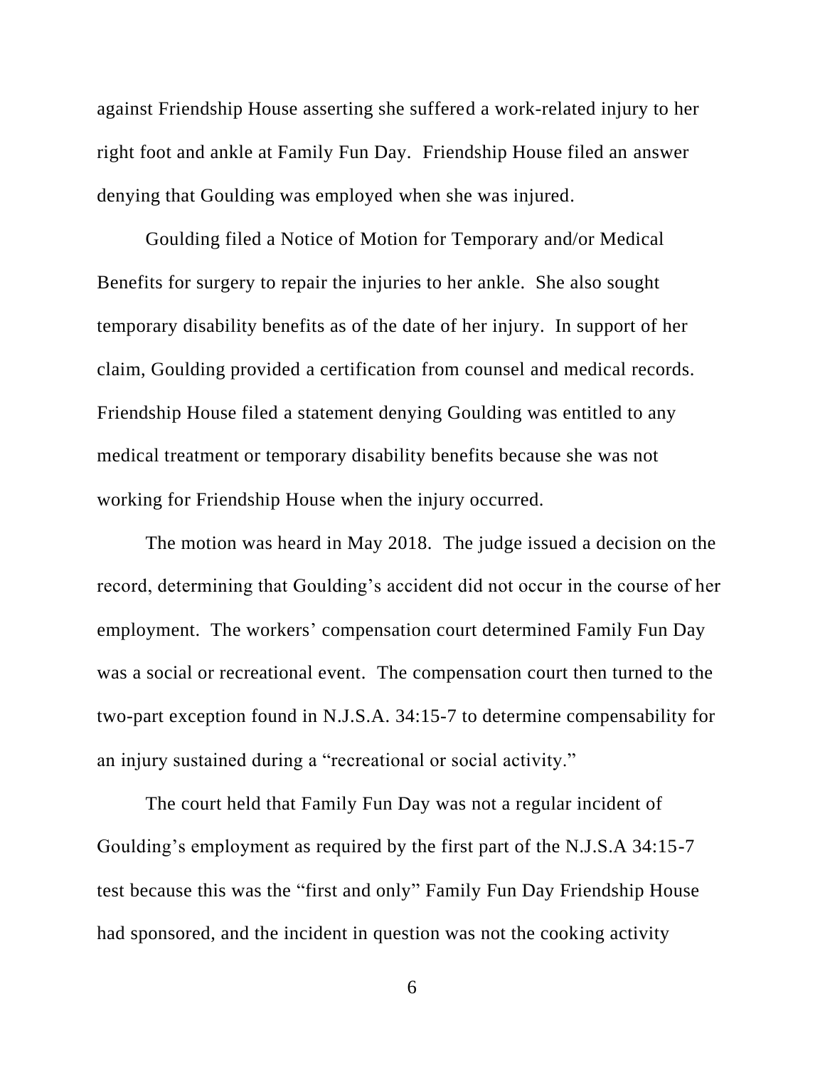against Friendship House asserting she suffered a work-related injury to her right foot and ankle at Family Fun Day. Friendship House filed an answer denying that Goulding was employed when she was injured.

Goulding filed a Notice of Motion for Temporary and/or Medical Benefits for surgery to repair the injuries to her ankle. She also sought temporary disability benefits as of the date of her injury. In support of her claim, Goulding provided a certification from counsel and medical records. Friendship House filed a statement denying Goulding was entitled to any medical treatment or temporary disability benefits because she was not working for Friendship House when the injury occurred.

The motion was heard in May 2018. The judge issued a decision on the record, determining that Goulding's accident did not occur in the course of her employment. The workers' compensation court determined Family Fun Day was a social or recreational event. The compensation court then turned to the two-part exception found in N.J.S.A. 34:15-7 to determine compensability for an injury sustained during a "recreational or social activity."

The court held that Family Fun Day was not a regular incident of Goulding's employment as required by the first part of the N.J.S.A 34:15-7 test because this was the "first and only" Family Fun Day Friendship House had sponsored, and the incident in question was not the cooking activity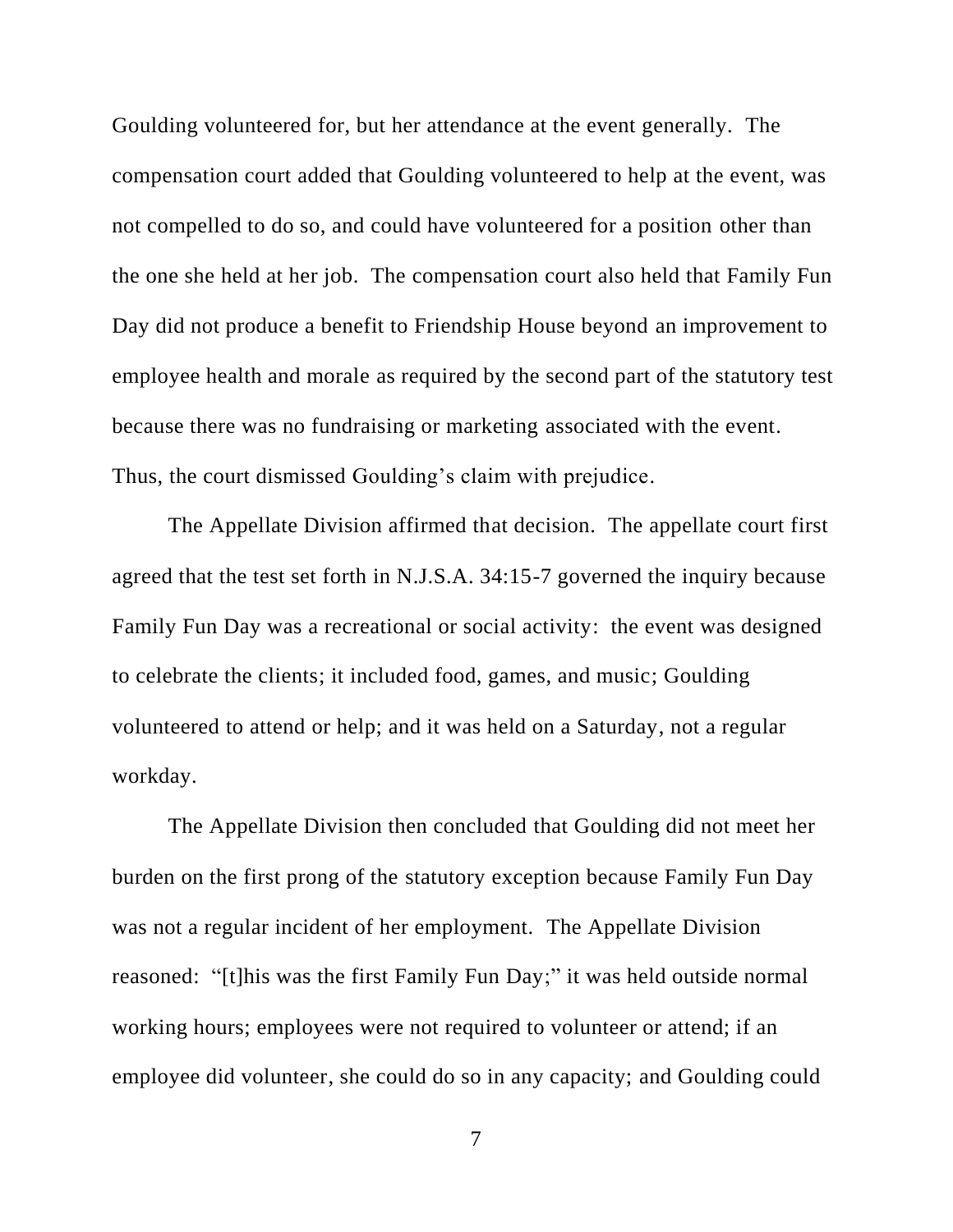Goulding volunteered for, but her attendance at the event generally. The compensation court added that Goulding volunteered to help at the event, was not compelled to do so, and could have volunteered for a position other than the one she held at her job. The compensation court also held that Family Fun Day did not produce a benefit to Friendship House beyond an improvement to employee health and morale as required by the second part of the statutory test because there was no fundraising or marketing associated with the event. Thus, the court dismissed Goulding's claim with prejudice.

The Appellate Division affirmed that decision. The appellate court first agreed that the test set forth in N.J.S.A. 34:15-7 governed the inquiry because Family Fun Day was a recreational or social activity: the event was designed to celebrate the clients; it included food, games, and music; Goulding volunteered to attend or help; and it was held on a Saturday, not a regular workday.

The Appellate Division then concluded that Goulding did not meet her burden on the first prong of the statutory exception because Family Fun Day was not a regular incident of her employment. The Appellate Division reasoned: "[t]his was the first Family Fun Day;" it was held outside normal working hours; employees were not required to volunteer or attend; if an employee did volunteer, she could do so in any capacity; and Goulding could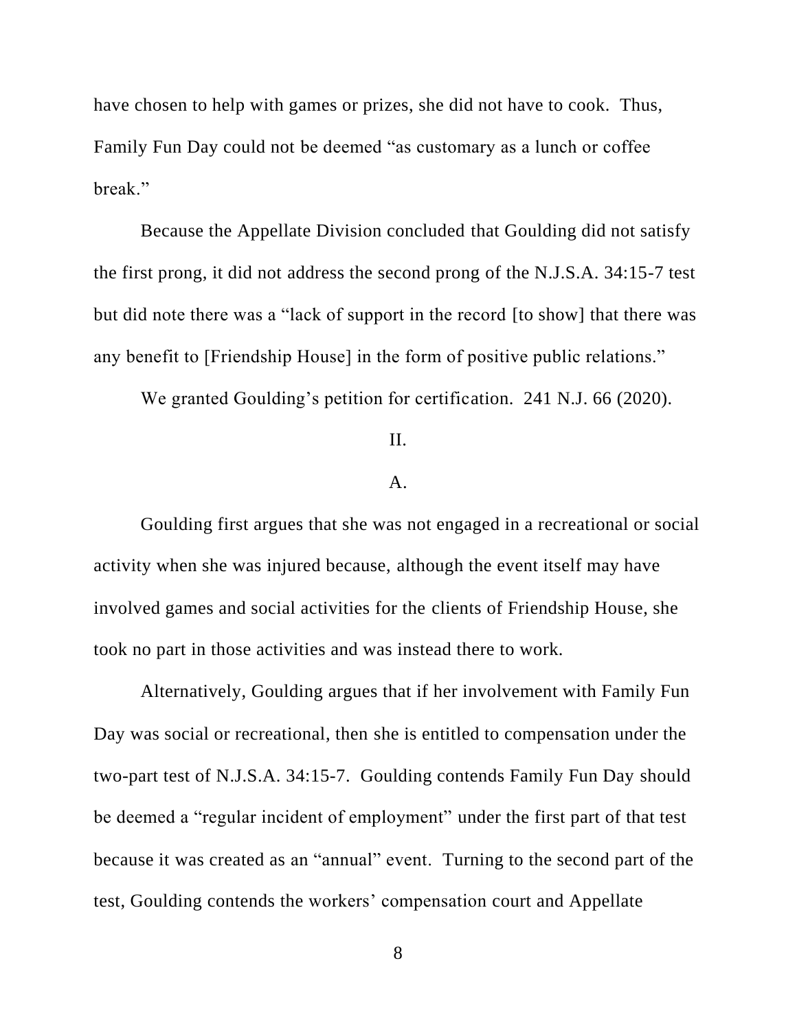have chosen to help with games or prizes, she did not have to cook. Thus, Family Fun Day could not be deemed "as customary as a lunch or coffee break."

Because the Appellate Division concluded that Goulding did not satisfy the first prong, it did not address the second prong of the N.J.S.A. 34:15-7 test but did note there was a "lack of support in the record [to show] that there was any benefit to [Friendship House] in the form of positive public relations."

We granted Goulding's petition for certification. 241 N.J. 66 (2020).

## II.

### A.

Goulding first argues that she was not engaged in a recreational or social activity when she was injured because, although the event itself may have involved games and social activities for the clients of Friendship House, she took no part in those activities and was instead there to work.

Alternatively, Goulding argues that if her involvement with Family Fun Day was social or recreational, then she is entitled to compensation under the two-part test of N.J.S.A. 34:15-7. Goulding contends Family Fun Day should be deemed a "regular incident of employment" under the first part of that test because it was created as an "annual" event. Turning to the second part of the test, Goulding contends the workers' compensation court and Appellate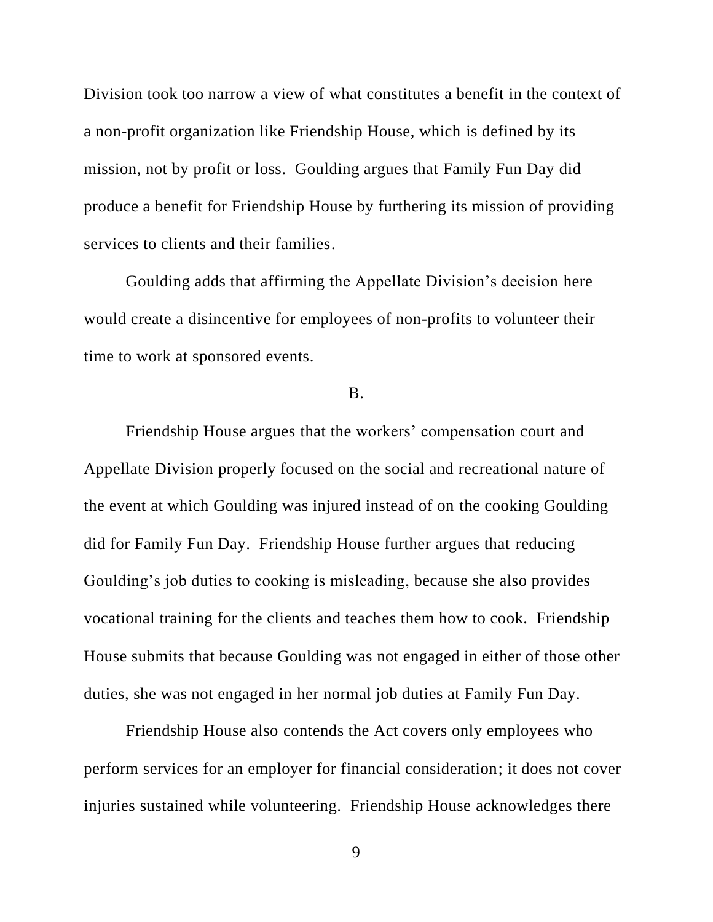Division took too narrow a view of what constitutes a benefit in the context of a non-profit organization like Friendship House, which is defined by its mission, not by profit or loss. Goulding argues that Family Fun Day did produce a benefit for Friendship House by furthering its mission of providing services to clients and their families.

Goulding adds that affirming the Appellate Division's decision here would create a disincentive for employees of non-profits to volunteer their time to work at sponsored events.

B.

Friendship House argues that the workers' compensation court and Appellate Division properly focused on the social and recreational nature of the event at which Goulding was injured instead of on the cooking Goulding did for Family Fun Day. Friendship House further argues that reducing Goulding's job duties to cooking is misleading, because she also provides vocational training for the clients and teaches them how to cook. Friendship House submits that because Goulding was not engaged in either of those other duties, she was not engaged in her normal job duties at Family Fun Day.

Friendship House also contends the Act covers only employees who perform services for an employer for financial consideration; it does not cover injuries sustained while volunteering. Friendship House acknowledges there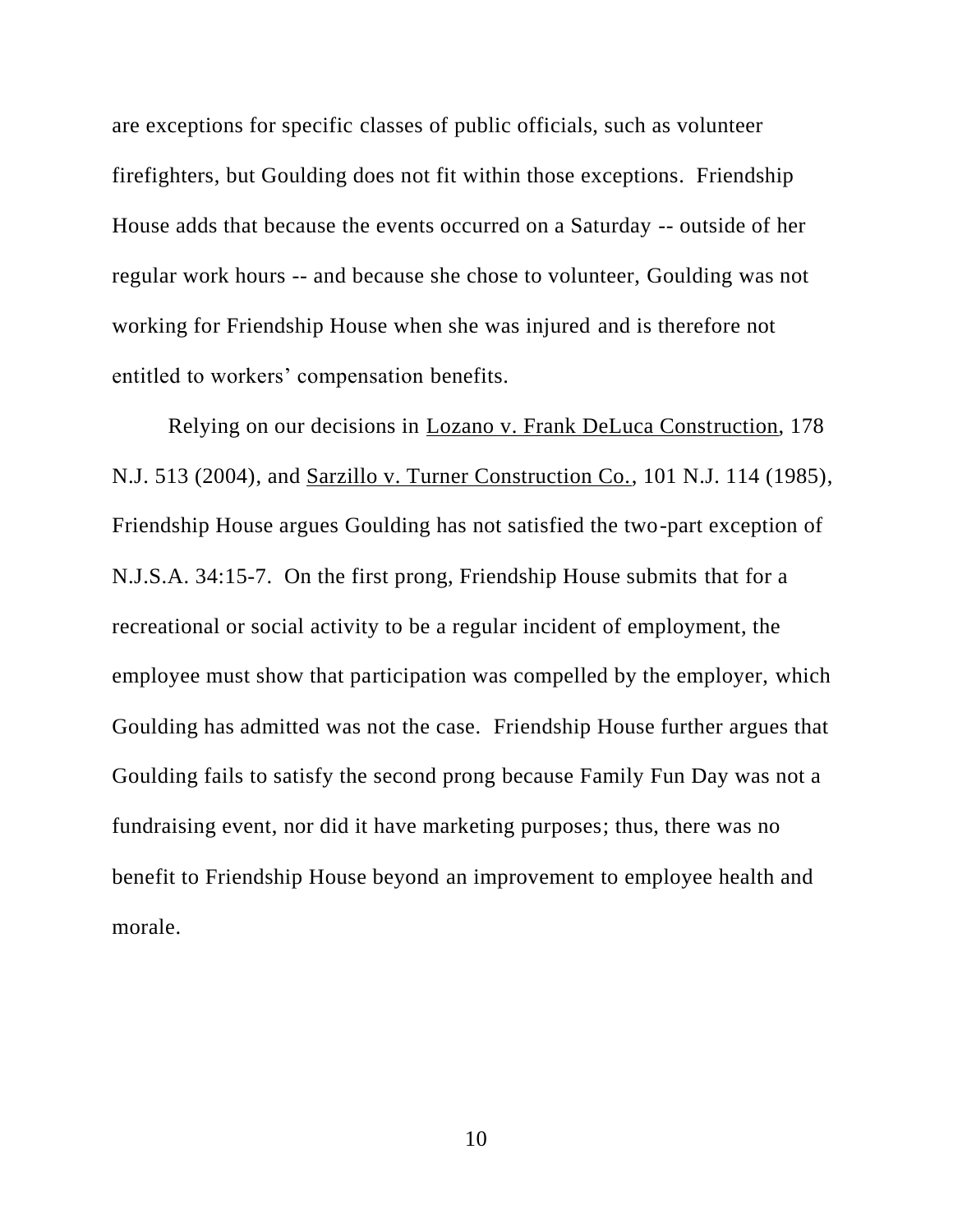are exceptions for specific classes of public officials, such as volunteer firefighters, but Goulding does not fit within those exceptions. Friendship House adds that because the events occurred on a Saturday -- outside of her regular work hours -- and because she chose to volunteer, Goulding was not working for Friendship House when she was injured and is therefore not entitled to workers' compensation benefits.

Relying on our decisions in Lozano v. Frank DeLuca Construction, 178 N.J. 513 (2004), and Sarzillo v. Turner Construction Co., 101 N.J. 114 (1985), Friendship House argues Goulding has not satisfied the two-part exception of N.J.S.A. 34:15-7. On the first prong, Friendship House submits that for a recreational or social activity to be a regular incident of employment, the employee must show that participation was compelled by the employer, which Goulding has admitted was not the case. Friendship House further argues that Goulding fails to satisfy the second prong because Family Fun Day was not a fundraising event, nor did it have marketing purposes; thus, there was no benefit to Friendship House beyond an improvement to employee health and morale.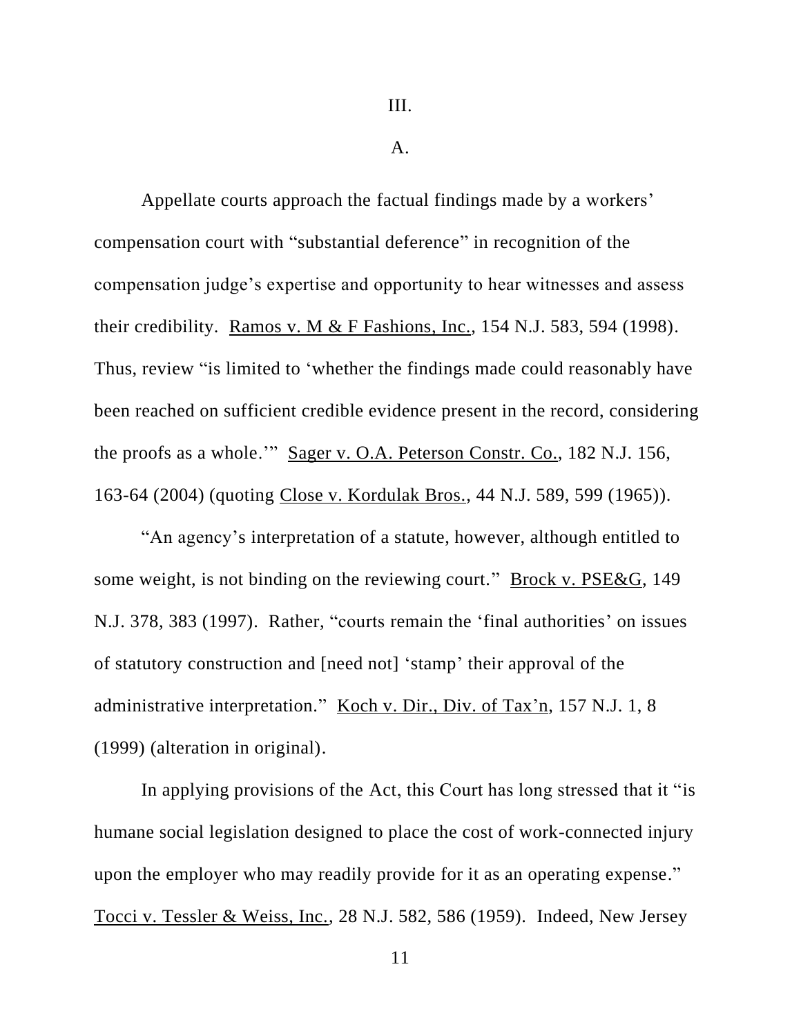III.

A.

Appellate courts approach the factual findings made by a workers' compensation court with "substantial deference" in recognition of the compensation judge's expertise and opportunity to hear witnesses and assess their credibility. Ramos v. M & F Fashions, Inc., 154 N.J. 583, 594 (1998). Thus, review "is limited to 'whether the findings made could reasonably have been reached on sufficient credible evidence present in the record, considering the proofs as a whole.'" Sager v. O.A. Peterson Constr. Co., 182 N.J. 156, 163-64 (2004) (quoting Close v. Kordulak Bros., 44 N.J. 589, 599 (1965)).

"An agency's interpretation of a statute, however, although entitled to some weight, is not binding on the reviewing court." Brock v. PSE&G, 149 N.J. 378, 383 (1997). Rather, "courts remain the 'final authorities' on issues of statutory construction and [need not] 'stamp' their approval of the administrative interpretation." Koch v. Dir., Div. of Tax'n, 157 N.J. 1, 8 (1999) (alteration in original).

In applying provisions of the Act, this Court has long stressed that it "is humane social legislation designed to place the cost of work-connected injury upon the employer who may readily provide for it as an operating expense." Tocci v. Tessler & Weiss, Inc., 28 N.J. 582, 586 (1959). Indeed, New Jersey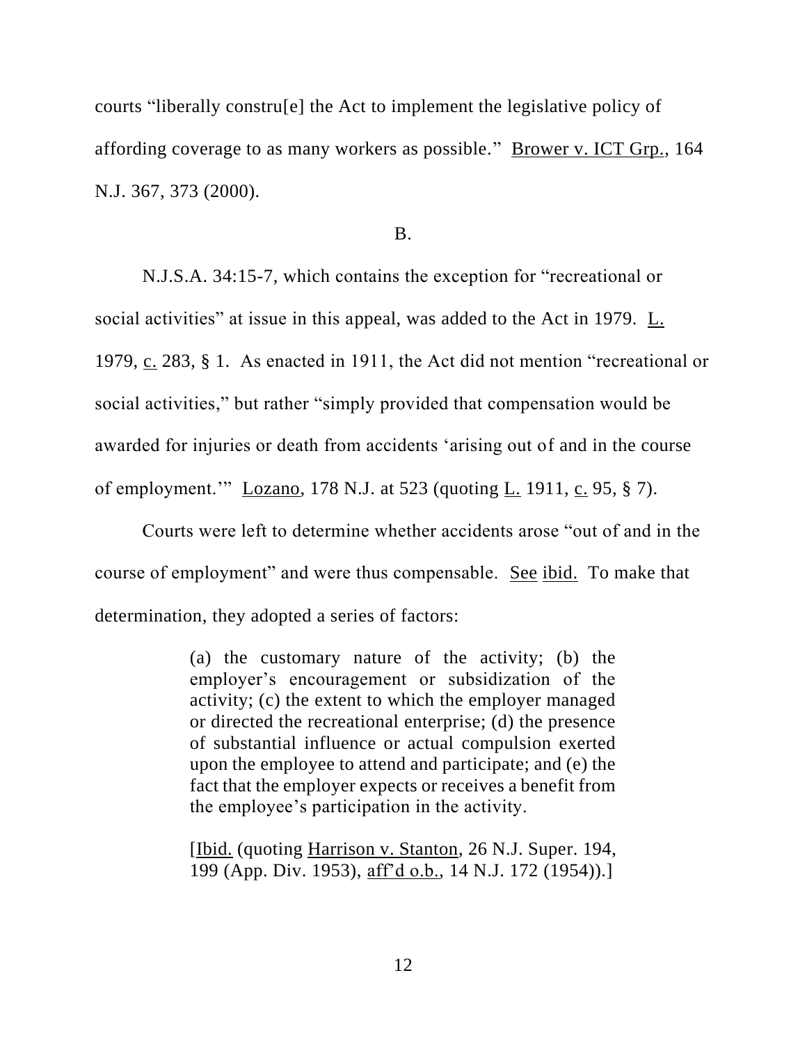courts "liberally constru[e] the Act to implement the legislative policy of affording coverage to as many workers as possible." Brower v. ICT Grp., 164 N.J. 367, 373 (2000).

B.

N.J.S.A. 34:15-7, which contains the exception for "recreational or social activities" at issue in this appeal, was added to the Act in 1979. L. 1979, c. 283, § 1. As enacted in 1911, the Act did not mention "recreational or social activities," but rather "simply provided that compensation would be awarded for injuries or death from accidents 'arising out of and in the course of employment.'" Lozano, 178 N.J. at 523 (quoting L. 1911, c. 95, § 7).

Courts were left to determine whether accidents arose "out of and in the course of employment" and were thus compensable. See ibid. To make that determination, they adopted a series of factors:

> (a) the customary nature of the activity; (b) the employer's encouragement or subsidization of the activity; (c) the extent to which the employer managed or directed the recreational enterprise; (d) the presence of substantial influence or actual compulsion exerted upon the employee to attend and participate; and (e) the fact that the employer expects or receives a benefit from the employee's participation in the activity.
>
> [Ibid. (quoting Harrison v. Stanton, 26 N.J. Super. 194, 199 (App. Div. 1953), aff'd o.b., 14 N.J. 172 (1954)).]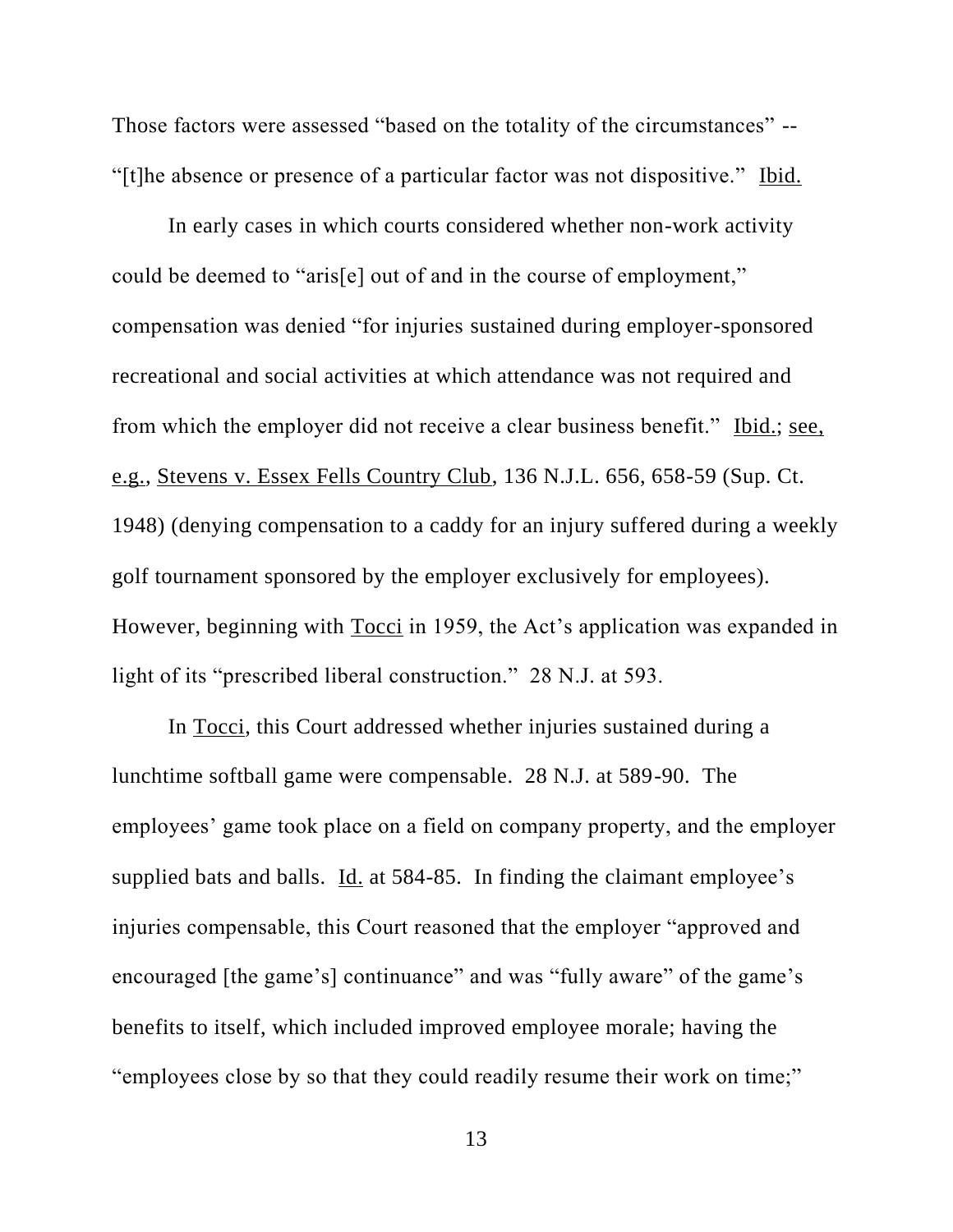Those factors were assessed "based on the totality of the circumstances" -- "[t]he absence or presence of a particular factor was not dispositive." Ibid.

In early cases in which courts considered whether non-work activity could be deemed to "aris[e] out of and in the course of employment," compensation was denied "for injuries sustained during employer-sponsored recreational and social activities at which attendance was not required and from which the employer did not receive a clear business benefit." Ibid.; see, e.g., Stevens v. Essex Fells Country Club, 136 N.J.L. 656, 658-59 (Sup. Ct. 1948) (denying compensation to a caddy for an injury suffered during a weekly golf tournament sponsored by the employer exclusively for employees). However, beginning with Tocci in 1959, the Act's application was expanded in light of its "prescribed liberal construction." 28 N.J. at 593.

In Tocci, this Court addressed whether injuries sustained during a lunchtime softball game were compensable. 28 N.J. at 589-90. The employees' game took place on a field on company property, and the employer supplied bats and balls. Id. at 584-85. In finding the claimant employee's injuries compensable, this Court reasoned that the employer "approved and encouraged [the game's] continuance" and was "fully aware" of the game's benefits to itself, which included improved employee morale; having the "employees close by so that they could readily resume their work on time;"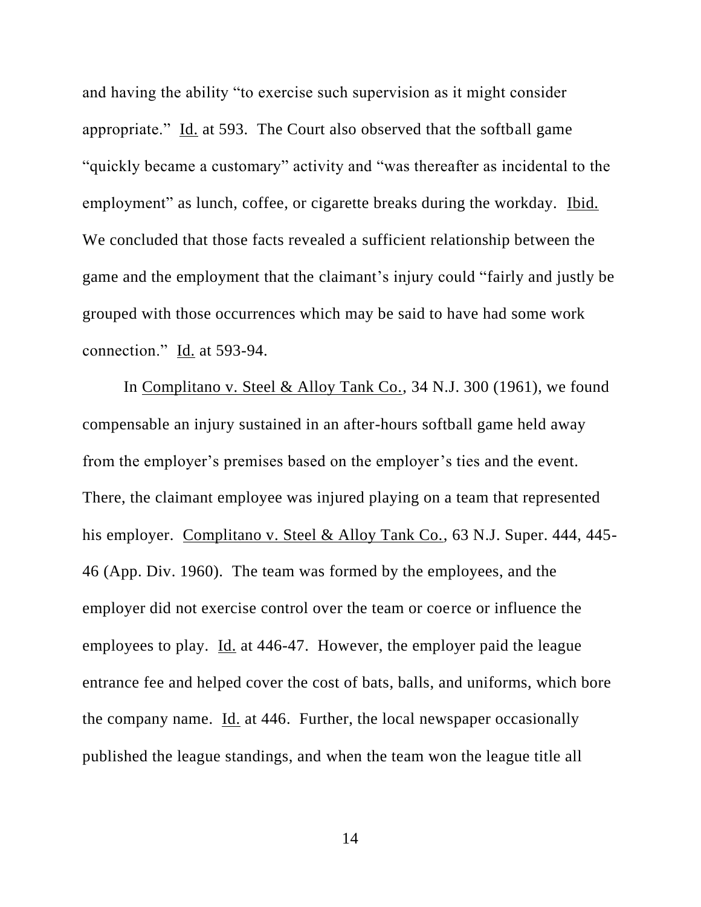and having the ability "to exercise such supervision as it might consider appropriate." Id. at 593. The Court also observed that the softball game "quickly became a customary" activity and "was thereafter as incidental to the employment" as lunch, coffee, or cigarette breaks during the workday. Ibid. We concluded that those facts revealed a sufficient relationship between the game and the employment that the claimant's injury could "fairly and justly be grouped with those occurrences which may be said to have had some work connection." Id. at 593-94.

In Complitano v. Steel & Alloy Tank Co., 34 N.J. 300 (1961), we found compensable an injury sustained in an after-hours softball game held away from the employer's premises based on the employer's ties and the event. There, the claimant employee was injured playing on a team that represented his employer. Complitano v. Steel & Alloy Tank Co., 63 N.J. Super. 444, 445-46 (App. Div. 1960). The team was formed by the employees, and the employer did not exercise control over the team or coerce or influence the employees to play. Id. at 446-47. However, the employer paid the league entrance fee and helped cover the cost of bats, balls, and uniforms, which bore the company name. Id. at 446. Further, the local newspaper occasionally published the league standings, and when the team won the league title all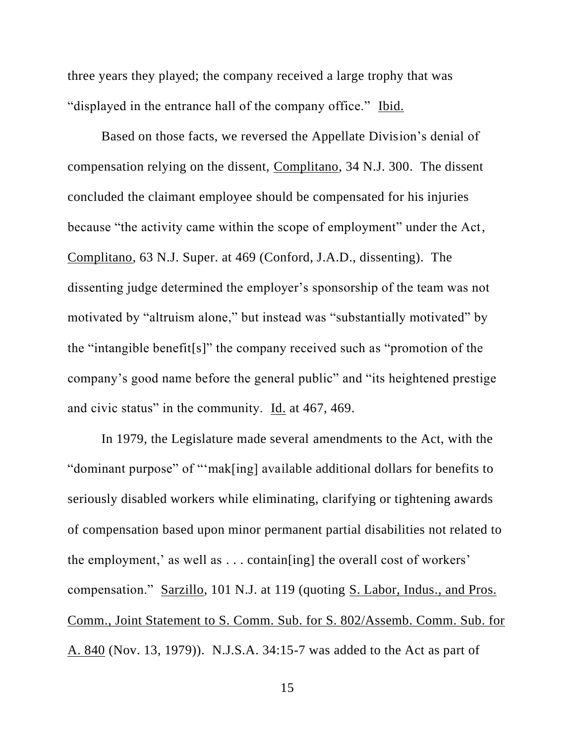three years they played; the company received a large trophy that was "displayed in the entrance hall of the company office." Ibid.

Based on those facts, we reversed the Appellate Division's denial of compensation relying on the dissent, Complitano, 34 N.J. 300. The dissent concluded the claimant employee should be compensated for his injuries because "the activity came within the scope of employment" under the Act, Complitano, 63 N.J. Super. at 469 (Conford, J.A.D., dissenting). The dissenting judge determined the employer's sponsorship of the team was not motivated by "altruism alone," but instead was "substantially motivated" by the "intangible benefit[s]" the company received such as "promotion of the company's good name before the general public" and "its heightened prestige and civic status" in the community. Id. at 467, 469.

In 1979, the Legislature made several amendments to the Act, with the "dominant purpose" of "'mak[ing] available additional dollars for benefits to seriously disabled workers while eliminating, clarifying or tightening awards of compensation based upon minor permanent partial disabilities not related to the employment,' as well as . . . contain[ing] the overall cost of workers' compensation." Sarzillo, 101 N.J. at 119 (quoting S. Labor, Indus., and Pros. Comm., Joint Statement to S. Comm. Sub. for S. 802/Assemb. Comm. Sub. for A. 840 (Nov. 13, 1979)). N.J.S.A. 34:15-7 was added to the Act as part of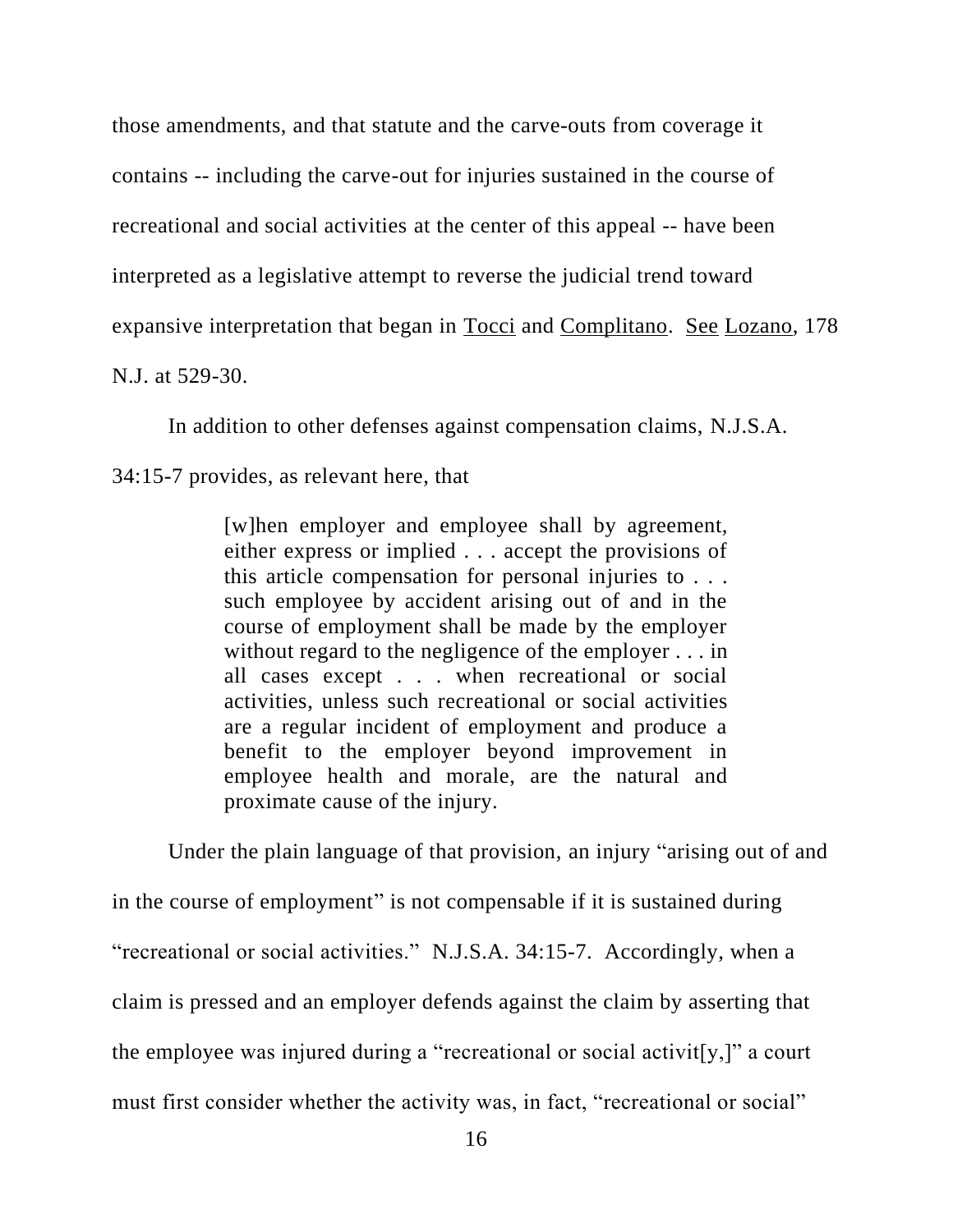those amendments, and that statute and the carve-outs from coverage it contains -- including the carve-out for injuries sustained in the course of recreational and social activities at the center of this appeal -- have been interpreted as a legislative attempt to reverse the judicial trend toward expansive interpretation that began in Tocci and Complitano. See Lozano, 178 N.J. at 529-30.

In addition to other defenses against compensation claims, N.J.S.A. 34:15-7 provides, as relevant here, that

> [w]hen employer and employee shall by agreement, either express or implied . . . accept the provisions of this article compensation for personal injuries to . . . such employee by accident arising out of and in the course of employment shall be made by the employer without regard to the negligence of the employer . . . in all cases except . . . when recreational or social activities, unless such recreational or social activities are a regular incident of employment and produce a benefit to the employer beyond improvement in employee health and morale, are the natural and proximate cause of the injury.

Under the plain language of that provision, an injury "arising out of and in the course of employment" is not compensable if it is sustained during "recreational or social activities." N.J.S.A. 34:15-7. Accordingly, when a claim is pressed and an employer defends against the claim by asserting that the employee was injured during a "recreational or social activit[y,]" a court must first consider whether the activity was, in fact, "recreational or social"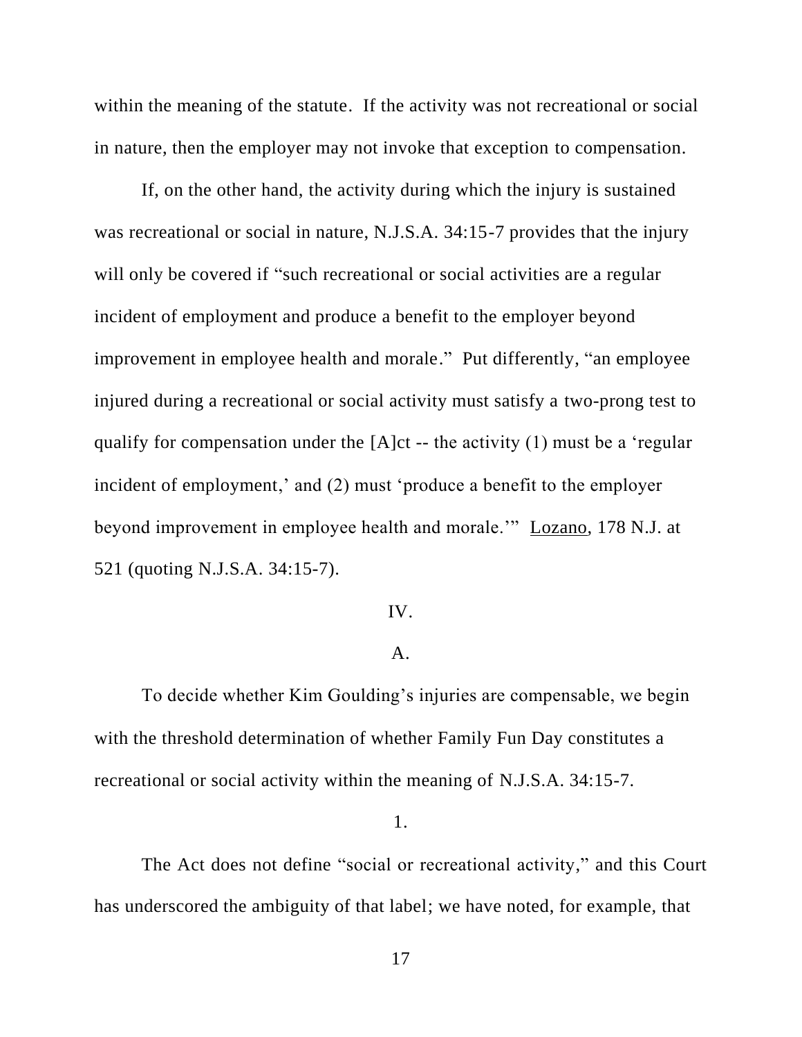within the meaning of the statute. If the activity was not recreational or social in nature, then the employer may not invoke that exception to compensation.

If, on the other hand, the activity during which the injury is sustained was recreational or social in nature, N.J.S.A. 34:15-7 provides that the injury will only be covered if "such recreational or social activities are a regular incident of employment and produce a benefit to the employer beyond improvement in employee health and morale." Put differently, "an employee injured during a recreational or social activity must satisfy a two-prong test to qualify for compensation under the [A]ct -- the activity (1) must be a 'regular incident of employment,' and (2) must 'produce a benefit to the employer beyond improvement in employee health and morale.'" Lozano, 178 N.J. at 521 (quoting N.J.S.A. 34:15-7).

IV.

A.

To decide whether Kim Goulding's injuries are compensable, we begin with the threshold determination of whether Family Fun Day constitutes a recreational or social activity within the meaning of N.J.S.A. 34:15-7.

1.

The Act does not define "social or recreational activity," and this Court has underscored the ambiguity of that label; we have noted, for example, that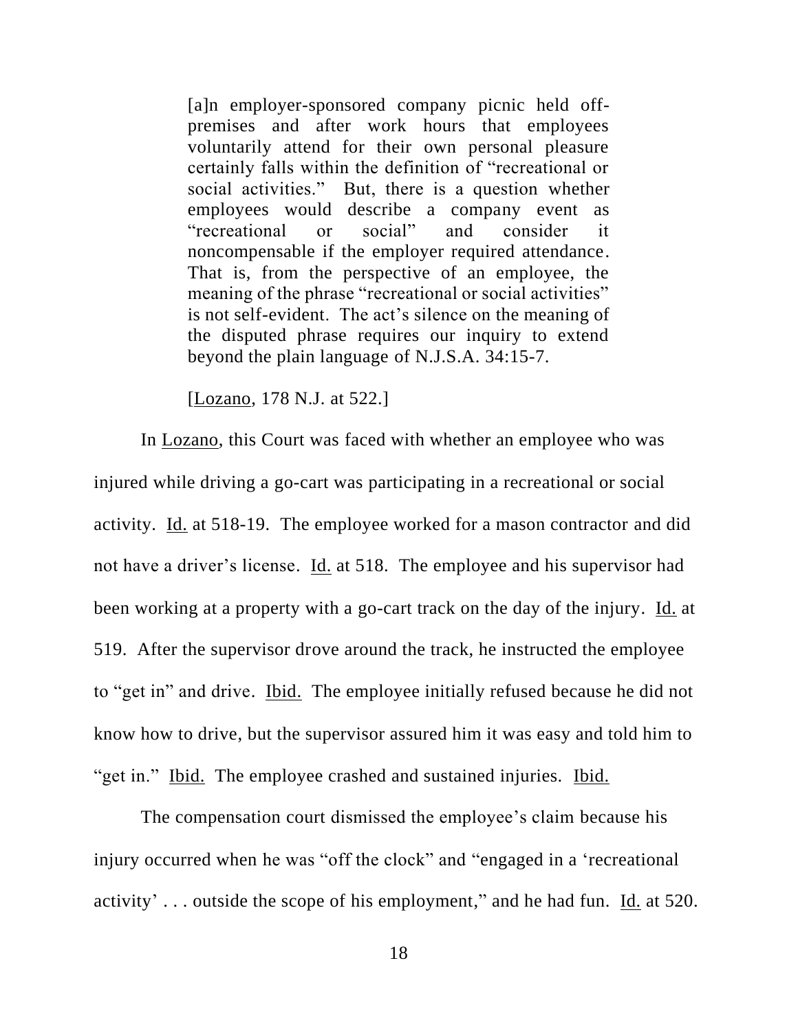> [a]n employer-sponsored company picnic held off-premises and after work hours that employees voluntarily attend for their own personal pleasure certainly falls within the definition of "recreational or social activities." But, there is a question whether employees would describe a company event as "recreational or social" and consider it noncompensable if the employer required attendance. That is, from the perspective of an employee, the meaning of the phrase "recreational or social activities" is not self-evident. The act's silence on the meaning of the disputed phrase requires our inquiry to extend beyond the plain language of N.J.S.A. 34:15-7.
>
> [Lozano, 178 N.J. at 522.]

In Lozano, this Court was faced with whether an employee who was injured while driving a go-cart was participating in a recreational or social activity. Id. at 518-19. The employee worked for a mason contractor and did not have a driver's license. Id. at 518. The employee and his supervisor had been working at a property with a go-cart track on the day of the injury. Id. at 519. After the supervisor drove around the track, he instructed the employee to "get in" and drive. Ibid. The employee initially refused because he did not know how to drive, but the supervisor assured him it was easy and told him to "get in." Ibid. The employee crashed and sustained injuries. Ibid.

The compensation court dismissed the employee's claim because his injury occurred when he was "off the clock" and "engaged in a 'recreational activity' . . . outside the scope of his employment," and he had fun. Id. at 520.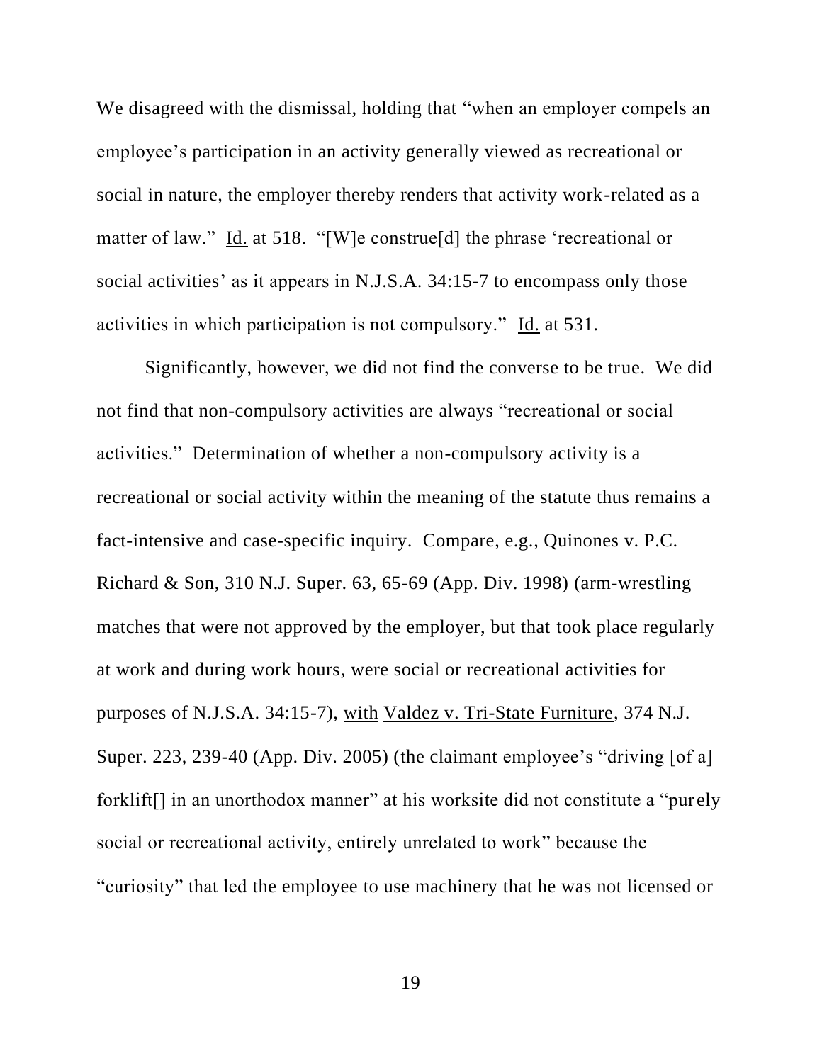We disagreed with the dismissal, holding that "when an employer compels an employee's participation in an activity generally viewed as recreational or social in nature, the employer thereby renders that activity work-related as a matter of law." Id. at 518. "[W]e construe[d] the phrase 'recreational or social activities' as it appears in N.J.S.A. 34:15-7 to encompass only those activities in which participation is not compulsory." Id. at 531.

Significantly, however, we did not find the converse to be true. We did not find that non-compulsory activities are always "recreational or social activities." Determination of whether a non-compulsory activity is a recreational or social activity within the meaning of the statute thus remains a fact-intensive and case-specific inquiry. Compare, e.g., Quinones v. P.C. Richard & Son, 310 N.J. Super. 63, 65-69 (App. Div. 1998) (arm-wrestling matches that were not approved by the employer, but that took place regularly at work and during work hours, were social or recreational activities for purposes of N.J.S.A. 34:15-7), with Valdez v. Tri-State Furniture, 374 N.J. Super. 223, 239-40 (App. Div. 2005) (the claimant employee's "driving [of a] forklift[] in an unorthodox manner" at his worksite did not constitute a "purely social or recreational activity, entirely unrelated to work" because the "curiosity" that led the employee to use machinery that he was not licensed or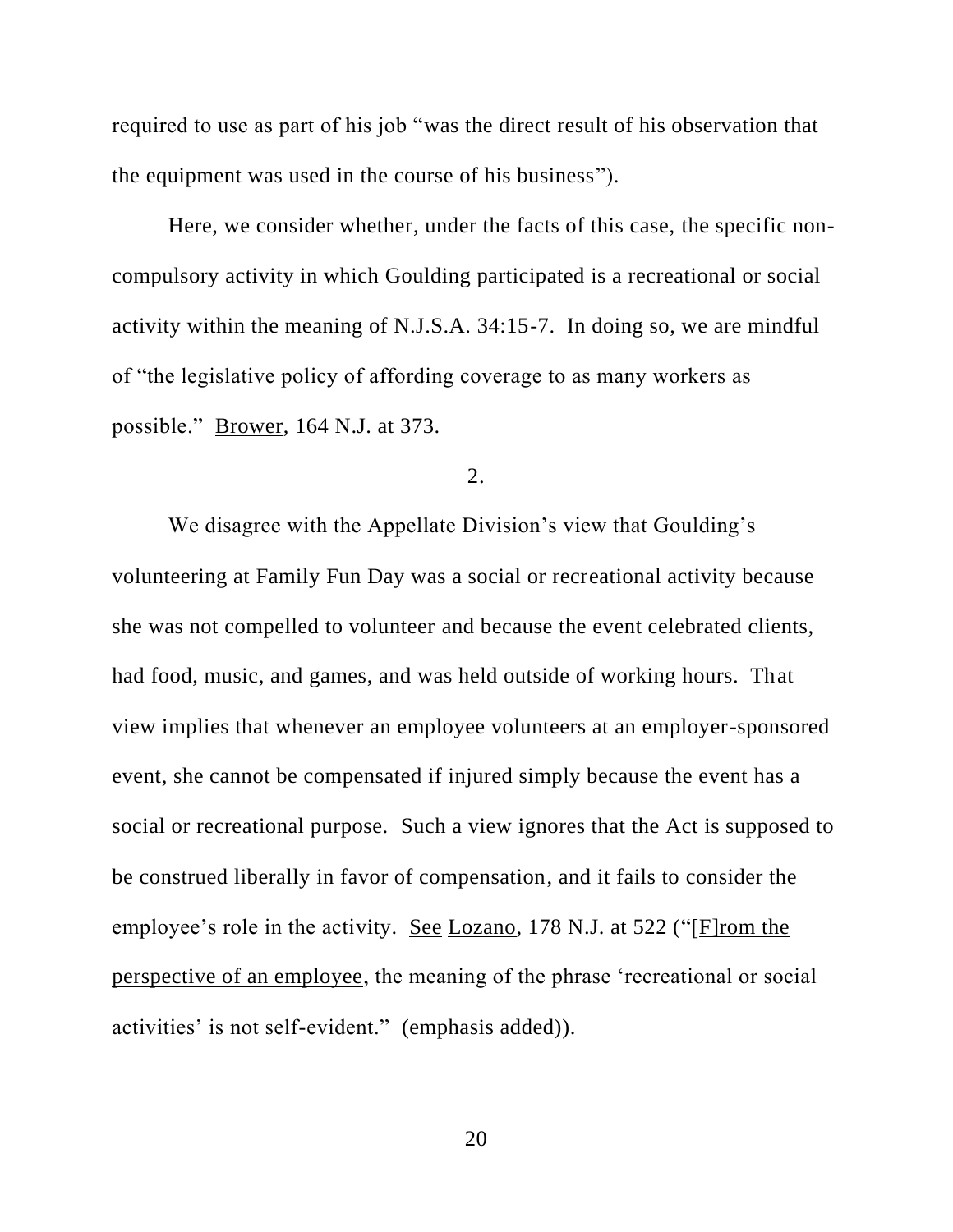required to use as part of his job "was the direct result of his observation that the equipment was used in the course of his business").

Here, we consider whether, under the facts of this case, the specific non-compulsory activity in which Goulding participated is a recreational or social activity within the meaning of N.J.S.A. 34:15-7. In doing so, we are mindful of "the legislative policy of affording coverage to as many workers as possible." Brower, 164 N.J. at 373.

2.

We disagree with the Appellate Division's view that Goulding's volunteering at Family Fun Day was a social or recreational activity because she was not compelled to volunteer and because the event celebrated clients, had food, music, and games, and was held outside of working hours. That view implies that whenever an employee volunteers at an employer-sponsored event, she cannot be compensated if injured simply because the event has a social or recreational purpose. Such a view ignores that the Act is supposed to be construed liberally in favor of compensation, and it fails to consider the employee's role in the activity. See Lozano, 178 N.J. at 522 ("[F]rom the perspective of an employee, the meaning of the phrase 'recreational or social activities' is not self-evident." (emphasis added)).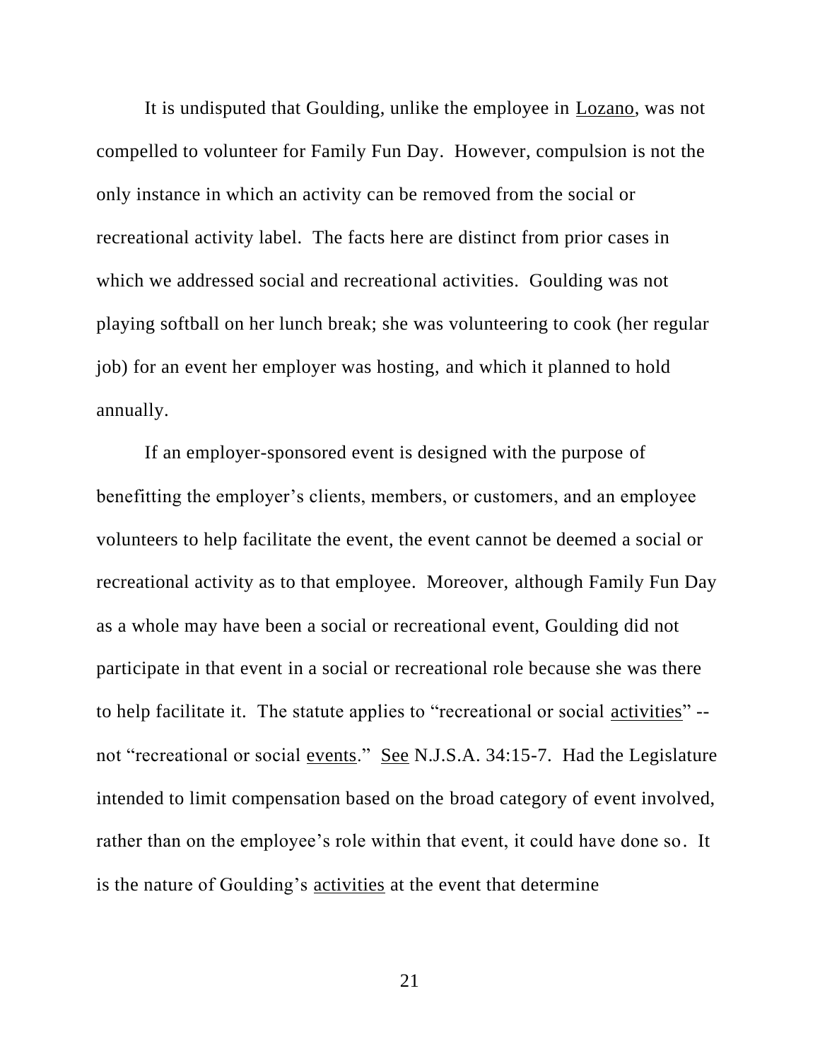It is undisputed that Goulding, unlike the employee in Lozano, was not compelled to volunteer for Family Fun Day. However, compulsion is not the only instance in which an activity can be removed from the social or recreational activity label. The facts here are distinct from prior cases in which we addressed social and recreational activities. Goulding was not playing softball on her lunch break; she was volunteering to cook (her regular job) for an event her employer was hosting, and which it planned to hold annually.

If an employer-sponsored event is designed with the purpose of benefitting the employer's clients, members, or customers, and an employee volunteers to help facilitate the event, the event cannot be deemed a social or recreational activity as to that employee. Moreover, although Family Fun Day as a whole may have been a social or recreational event, Goulding did not participate in that event in a social or recreational role because she was there to help facilitate it. The statute applies to "recreational or social activities" -- not "recreational or social events." See N.J.S.A. 34:15-7. Had the Legislature intended to limit compensation based on the broad category of event involved, rather than on the employee's role within that event, it could have done so. It is the nature of Goulding's activities at the event that determine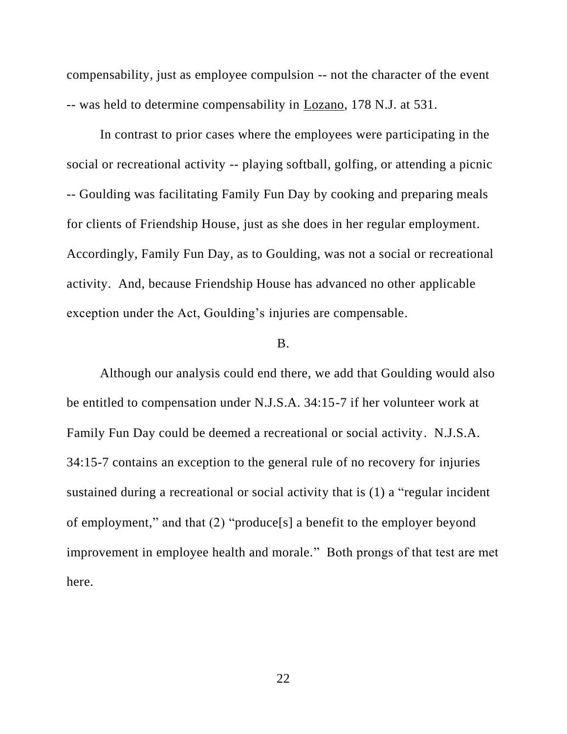compensability, just as employee compulsion -- not the character of the event -- was held to determine compensability in Lozano, 178 N.J. at 531.

In contrast to prior cases where the employees were participating in the social or recreational activity -- playing softball, golfing, or attending a picnic -- Goulding was facilitating Family Fun Day by cooking and preparing meals for clients of Friendship House, just as she does in her regular employment. Accordingly, Family Fun Day, as to Goulding, was not a social or recreational activity. And, because Friendship House has advanced no other applicable exception under the Act, Goulding's injuries are compensable.

B.

Although our analysis could end there, we add that Goulding would also be entitled to compensation under N.J.S.A. 34:15-7 if her volunteer work at Family Fun Day could be deemed a recreational or social activity. N.J.S.A. 34:15-7 contains an exception to the general rule of no recovery for injuries sustained during a recreational or social activity that is (1) a "regular incident of employment," and that (2) "produce[s] a benefit to the employer beyond improvement in employee health and morale." Both prongs of that test are met here.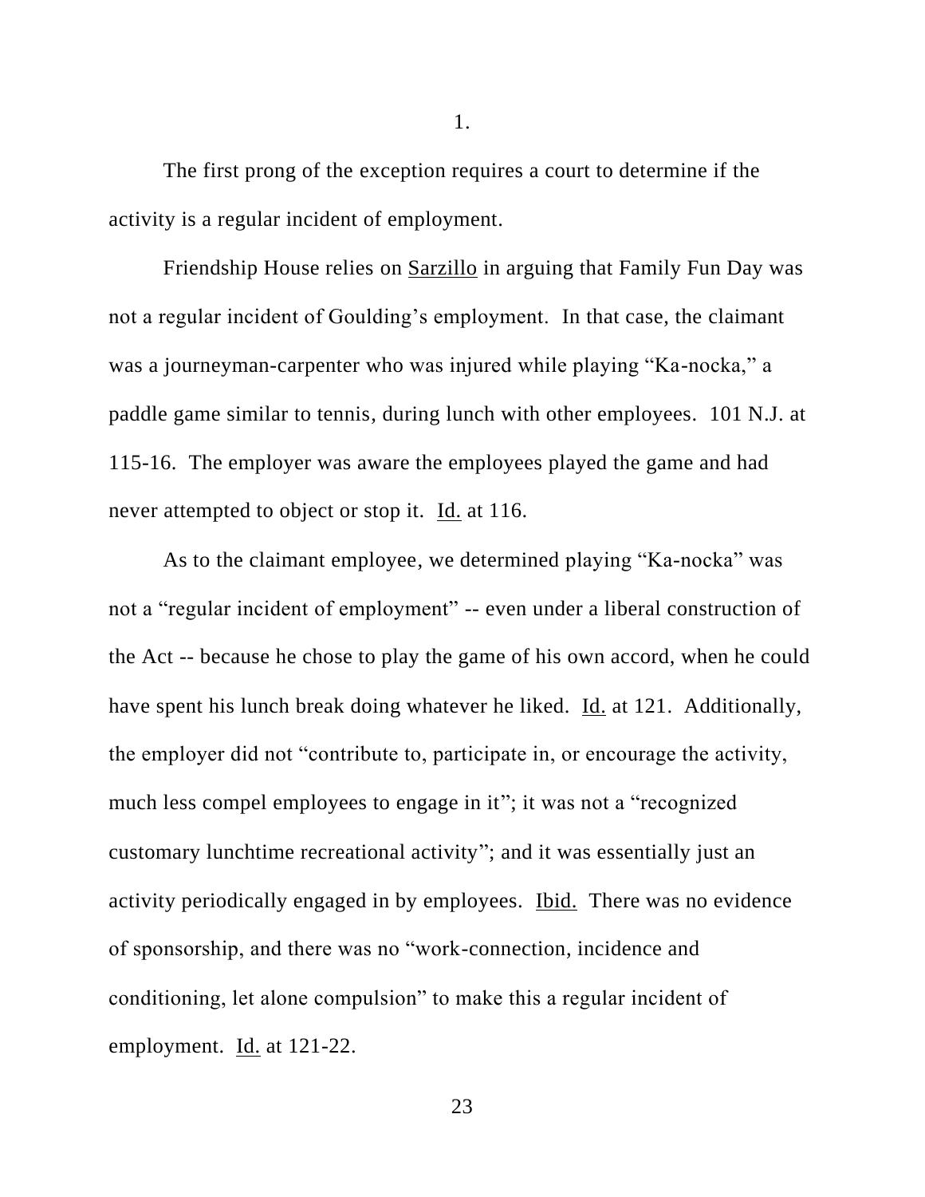1.

The first prong of the exception requires a court to determine if the activity is a regular incident of employment.

Friendship House relies on Sarzillo in arguing that Family Fun Day was not a regular incident of Goulding's employment. In that case, the claimant was a journeyman-carpenter who was injured while playing "Ka-nocka," a paddle game similar to tennis, during lunch with other employees. 101 N.J. at 115-16. The employer was aware the employees played the game and had never attempted to object or stop it. Id. at 116.

As to the claimant employee, we determined playing "Ka-nocka" was not a "regular incident of employment" -- even under a liberal construction of the Act -- because he chose to play the game of his own accord, when he could have spent his lunch break doing whatever he liked. Id. at 121. Additionally, the employer did not "contribute to, participate in, or encourage the activity, much less compel employees to engage in it"; it was not a "recognized customary lunchtime recreational activity"; and it was essentially just an activity periodically engaged in by employees. Ibid. There was no evidence of sponsorship, and there was no "work-connection, incidence and conditioning, let alone compulsion" to make this a regular incident of employment. Id. at 121-22.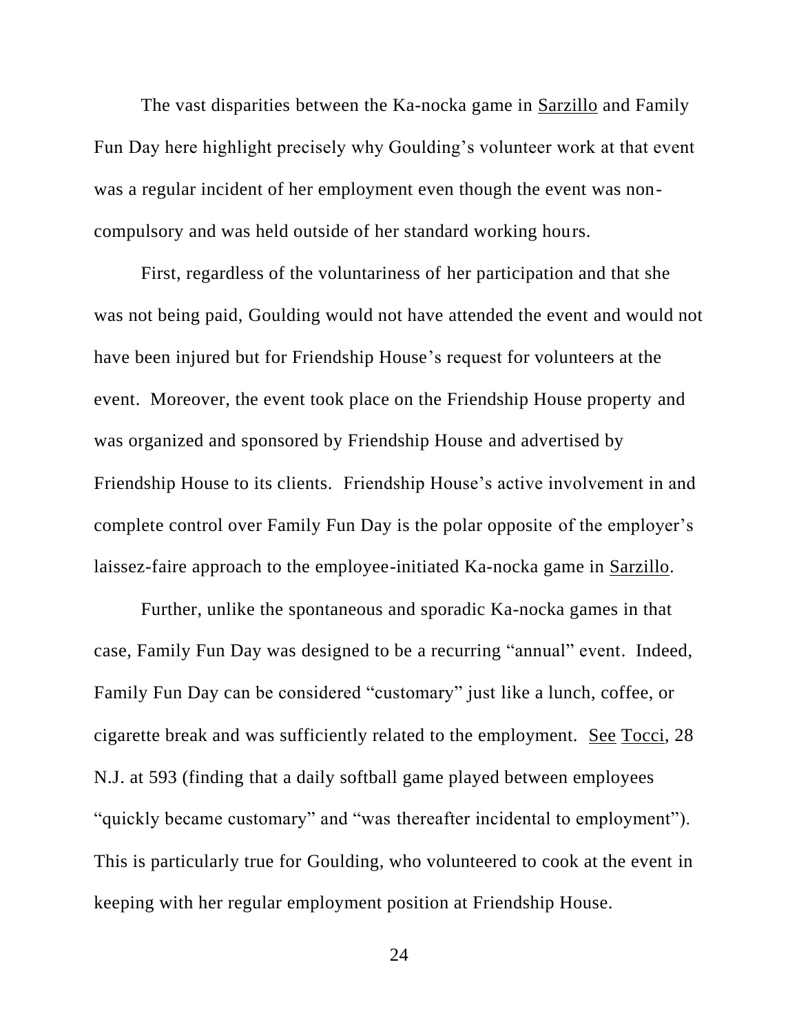The vast disparities between the Ka-nocka game in Sarzillo and Family Fun Day here highlight precisely why Goulding's volunteer work at that event was a regular incident of her employment even though the event was non-compulsory and was held outside of her standard working hours.

First, regardless of the voluntariness of her participation and that she was not being paid, Goulding would not have attended the event and would not have been injured but for Friendship House's request for volunteers at the event. Moreover, the event took place on the Friendship House property and was organized and sponsored by Friendship House and advertised by Friendship House to its clients. Friendship House's active involvement in and complete control over Family Fun Day is the polar opposite of the employer's laissez-faire approach to the employee-initiated Ka-nocka game in Sarzillo.

Further, unlike the spontaneous and sporadic Ka-nocka games in that case, Family Fun Day was designed to be a recurring "annual" event. Indeed, Family Fun Day can be considered "customary" just like a lunch, coffee, or cigarette break and was sufficiently related to the employment. See Tocci, 28 N.J. at 593 (finding that a daily softball game played between employees "quickly became customary" and "was thereafter incidental to employment"). This is particularly true for Goulding, who volunteered to cook at the event in keeping with her regular employment position at Friendship House.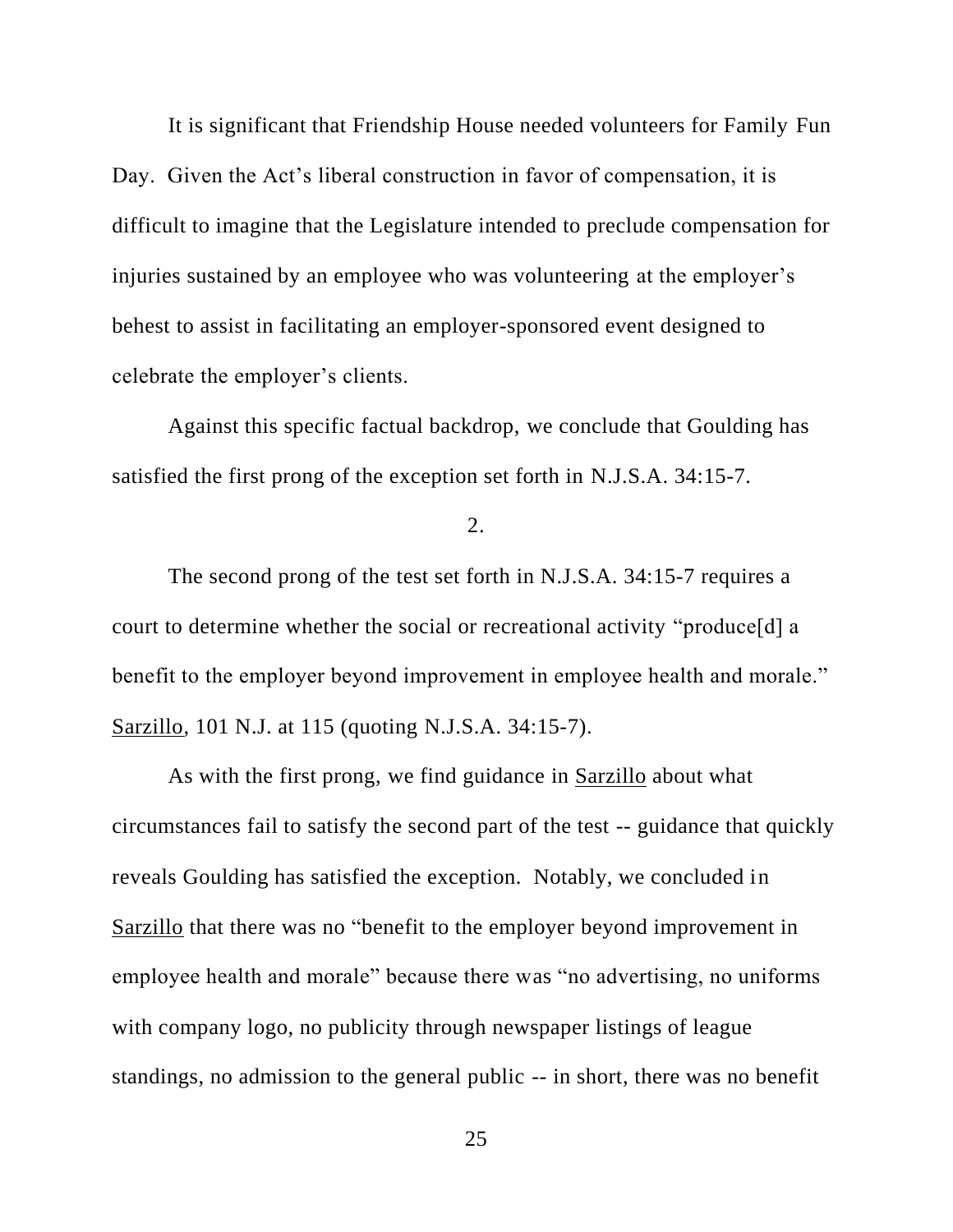It is significant that Friendship House needed volunteers for Family Fun Day. Given the Act's liberal construction in favor of compensation, it is difficult to imagine that the Legislature intended to preclude compensation for injuries sustained by an employee who was volunteering at the employer's behest to assist in facilitating an employer-sponsored event designed to celebrate the employer's clients.

Against this specific factual backdrop, we conclude that Goulding has satisfied the first prong of the exception set forth in N.J.S.A. 34:15-7.

2.

The second prong of the test set forth in N.J.S.A. 34:15-7 requires a court to determine whether the social or recreational activity "produce[d] a benefit to the employer beyond improvement in employee health and morale." Sarzillo, 101 N.J. at 115 (quoting N.J.S.A. 34:15-7).

As with the first prong, we find guidance in Sarzillo about what circumstances fail to satisfy the second part of the test -- guidance that quickly reveals Goulding has satisfied the exception. Notably, we concluded in Sarzillo that there was no "benefit to the employer beyond improvement in employee health and morale" because there was "no advertising, no uniforms with company logo, no publicity through newspaper listings of league standings, no admission to the general public -- in short, there was no benefit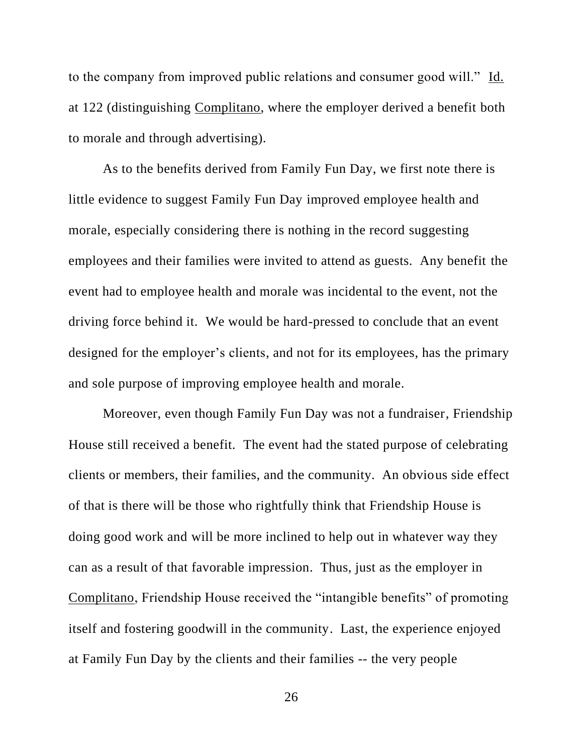to the company from improved public relations and consumer good will." Id. at 122 (distinguishing Complitano, where the employer derived a benefit both to morale and through advertising).

As to the benefits derived from Family Fun Day, we first note there is little evidence to suggest Family Fun Day improved employee health and morale, especially considering there is nothing in the record suggesting employees and their families were invited to attend as guests. Any benefit the event had to employee health and morale was incidental to the event, not the driving force behind it. We would be hard-pressed to conclude that an event designed for the employer's clients, and not for its employees, has the primary and sole purpose of improving employee health and morale.

Moreover, even though Family Fun Day was not a fundraiser, Friendship House still received a benefit. The event had the stated purpose of celebrating clients or members, their families, and the community. An obvious side effect of that is there will be those who rightfully think that Friendship House is doing good work and will be more inclined to help out in whatever way they can as a result of that favorable impression. Thus, just as the employer in Complitano, Friendship House received the "intangible benefits" of promoting itself and fostering goodwill in the community. Last, the experience enjoyed at Family Fun Day by the clients and their families -- the very people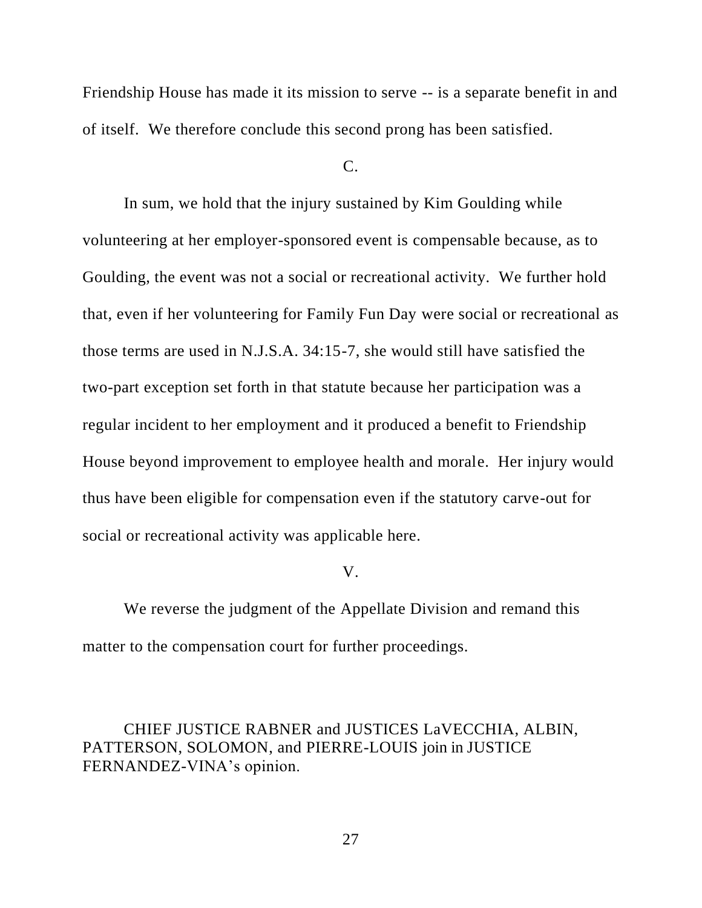Friendship House has made it its mission to serve -- is a separate benefit in and of itself. We therefore conclude this second prong has been satisfied.

C.

In sum, we hold that the injury sustained by Kim Goulding while volunteering at her employer-sponsored event is compensable because, as to Goulding, the event was not a social or recreational activity. We further hold that, even if her volunteering for Family Fun Day were social or recreational as those terms are used in N.J.S.A. 34:15-7, she would still have satisfied the two-part exception set forth in that statute because her participation was a regular incident to her employment and it produced a benefit to Friendship House beyond improvement to employee health and morale. Her injury would thus have been eligible for compensation even if the statutory carve-out for social or recreational activity was applicable here.

V.

We reverse the judgment of the Appellate Division and remand this matter to the compensation court for further proceedings.

CHIEF JUSTICE RABNER and JUSTICES LaVECCHIA, ALBIN, PATTERSON, SOLOMON, and PIERRE-LOUIS join in JUSTICE FERNANDEZ-VINA's opinion.